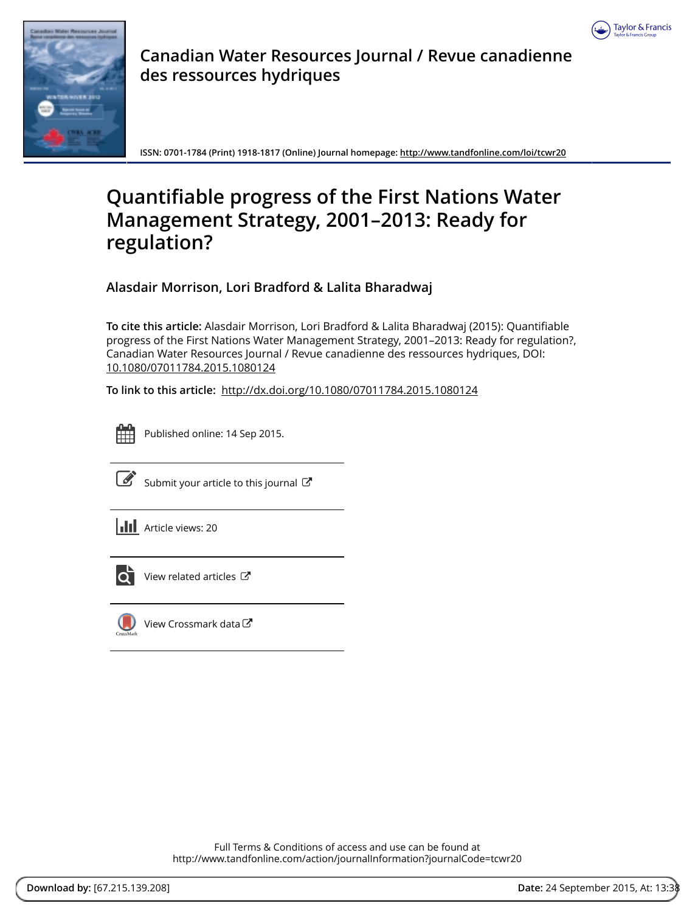Canadian Water Resources Journal / Revue canadienne des ressources hydriques

ISSN: 0701-1784 (Print) 1918-1817 (Online) Journal homepage: http://www.tandfonline.com/loi/tcwr20

# Quantifiable progress of the First Nations Water Management Strategy, 2001–2013: Ready for regulation?

**Alasdair Morrison, Lori Bradford & Lalita Bharadwaj**

**To cite this article:** Alasdair Morrison, Lori Bradford & Lalita Bharadwaj (2015): Quantifiable progress of the First Nations Water Management Strategy, 2001–2013: Ready for regulation?, Canadian Water Resources Journal / Revue canadienne des ressources hydriques, DOI: 10.1080/07011784.2015.1080124

**To link to this article:** http://dx.doi.org/10.1080/07011784.2015.1080124

Published online: 14 Sep 2015.

Submit your article to this journal

Article views: 20

View related articles

View Crossmark data

Full Terms & Conditions of access and use can be found at
http://www.tandfonline.com/action/journalInformation?journalCode=tcwr20

**Download by:** [67.215.139.208] **Date:** 24 September 2015, At: 13:38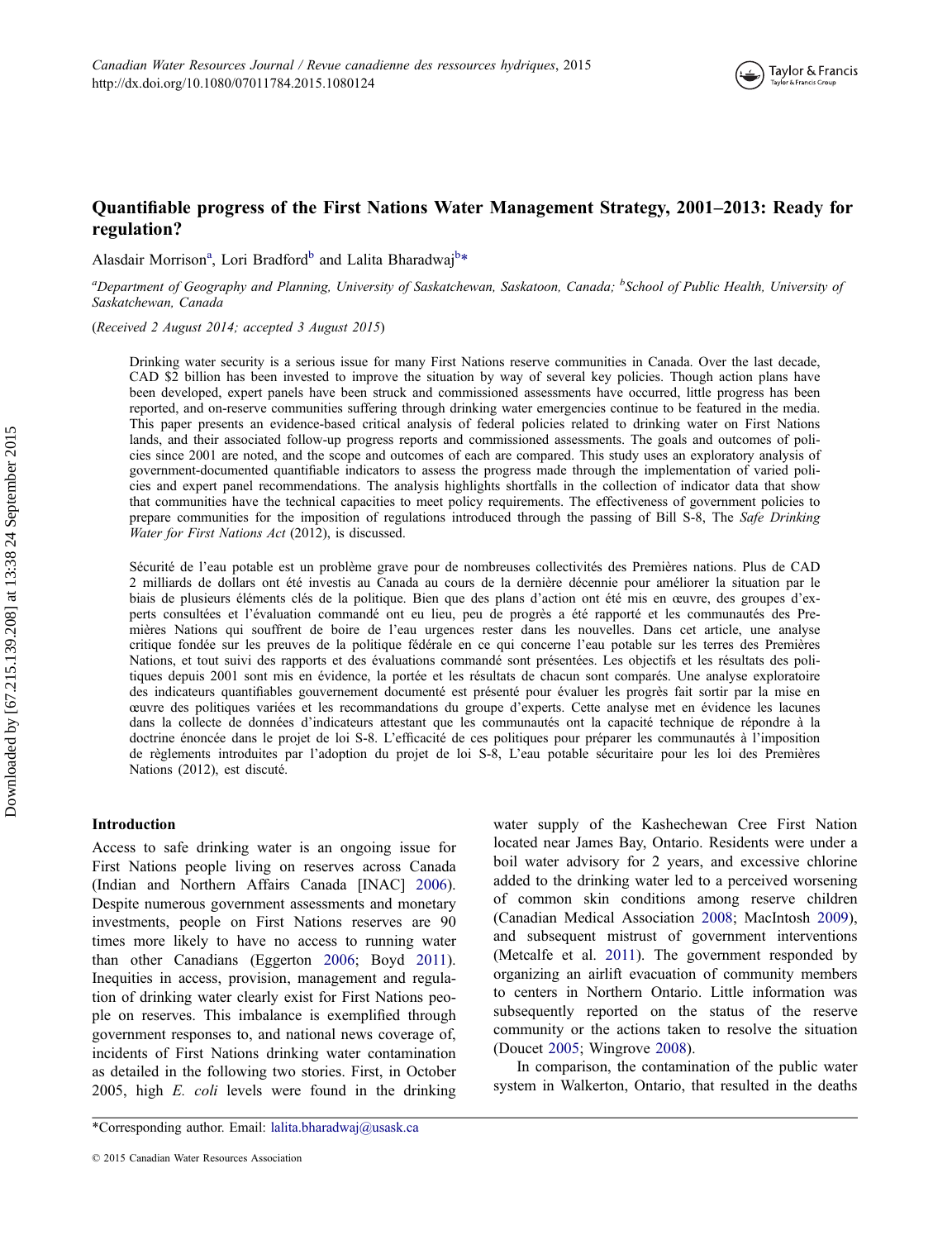# Quantifiable progress of the First Nations Water Management Strategy, 2001–2013: Ready for regulation?

Alasdair Morrison[a], Lori Bradford[b] and Lalita Bharadwaj[b]*

[a]Department of Geography and Planning, University of Saskatchewan, Saskatoon, Canada; [b]School of Public Health, University of Saskatchewan, Canada

(*Received 2 August 2014; accepted 3 August 2015*)

Drinking water security is a serious issue for many First Nations reserve communities in Canada. Over the last decade, CAD $2 billion has been invested to improve the situation by way of several key policies. Though action plans have been developed, expert panels have been struck and commissioned assessments have occurred, little progress has been reported, and on-reserve communities suffering through drinking water emergencies continue to be featured in the media. This paper presents an evidence-based critical analysis of federal policies related to drinking water on First Nations lands, and their associated follow-up progress reports and commissioned assessments. The goals and outcomes of policies since 2001 are noted, and the scope and outcomes of each are compared. This study uses an exploratory analysis of government-documented quantifiable indicators to assess the progress made through the implementation of varied policies and expert panel recommendations. The analysis highlights shortfalls in the collection of indicator data that show that communities have the technical capacities to meet policy requirements. The effectiveness of government policies to prepare communities for the imposition of regulations introduced through the passing of Bill S-8, The *Safe Drinking Water for First Nations Act* (2012), is discussed.

Sécurité de l'eau potable est un problème grave pour de nombreuses collectivités des Premières nations. Plus de CAD 2 milliards de dollars ont été investis au Canada au cours de la dernière décennie pour améliorer la situation par le biais de plusieurs éléments clés de la politique. Bien que des plans d'action ont été mis en œuvre, des groupes d'experts consultées et l'évaluation commandé ont eu lieu, peu de progrès a été rapporté et les communautés des Premières Nations qui souffrent de boire de l'eau urgences rester dans les nouvelles. Dans cet article, une analyse critique fondée sur les preuves de la politique fédérale en ce qui concerne l'eau potable sur les terres des Premières Nations, et tout suivi des rapports et des évaluations commandé sont présentées. Les objectifs et les résultats des politiques depuis 2001 sont mis en évidence, la portée et les résultats de chacun sont comparés. Une analyse exploratoire des indicateurs quantifiables gouvernement documenté est présenté pour évaluer les progrès fait sortir par la mise en œuvre des politiques variées et les recommandations du groupe d'experts. Cette analyse met en évidence les lacunes dans la collecte de données d'indicateurs attestant que les communautés ont la capacité technique de répondre à la doctrine énoncée dans le projet de loi S-8. L'efficacité de ces politiques pour préparer les communautés à l'imposition de règlements introduites par l'adoption du projet de loi S-8, L'eau potable sécuritaire pour les loi des Premières Nations (2012), est discuté.

## Introduction

Access to safe drinking water is an ongoing issue for First Nations people living on reserves across Canada (Indian and Northern Affairs Canada [INAC] 2006). Despite numerous government assessments and monetary investments, people on First Nations reserves are 90 times more likely to have no access to running water than other Canadians (Eggerton 2006; Boyd 2011). Inequities in access, provision, management and regulation of drinking water clearly exist for First Nations people on reserves. This imbalance is exemplified through government responses to, and national news coverage of, incidents of First Nations drinking water contamination as detailed in the following two stories. First, in October 2005, high *E. coli* levels were found in the drinking water supply of the Kashechewan Cree First Nation located near James Bay, Ontario. Residents were under a boil water advisory for 2 years, and excessive chlorine added to the drinking water led to a perceived worsening of common skin conditions among reserve children (Canadian Medical Association 2008; MacIntosh 2009), and subsequent mistrust of government interventions (Metcalfe et al. 2011). The government responded by organizing an airlift evacuation of community members to centers in Northern Ontario. Little information was subsequently reported on the status of the reserve community or the actions taken to resolve the situation (Doucet 2005; Wingrove 2008).

In comparison, the contamination of the public water system in Walkerton, Ontario, that resulted in the deaths

*Corresponding author. Email: lalita.bharadwaj@usask.ca

© 2015 Canadian Water Resources Association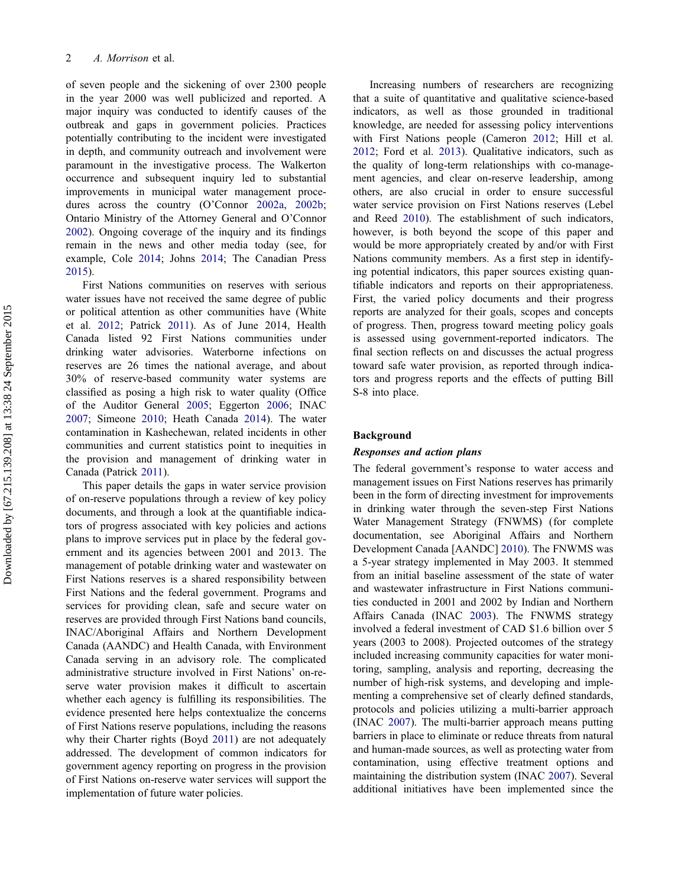of seven people and the sickening of over 2300 people in the year 2000 was well publicized and reported. A major inquiry was conducted to identify causes of the outbreak and gaps in government policies. Practices potentially contributing to the incident were investigated in depth, and community outreach and involvement were paramount in the investigative process. The Walkerton occurrence and subsequent inquiry led to substantial improvements in municipal water management procedures across the country (O'Connor 2002a, 2002b; Ontario Ministry of the Attorney General and O'Connor 2002). Ongoing coverage of the inquiry and its findings remain in the news and other media today (see, for example, Cole 2014; Johns 2014; The Canadian Press 2015).

First Nations communities on reserves with serious water issues have not received the same degree of public or political attention as other communities have (White et al. 2012; Patrick 2011). As of June 2014, Health Canada listed 92 First Nations communities under drinking water advisories. Waterborne infections on reserves are 26 times the national average, and about 30% of reserve-based community water systems are classified as posing a high risk to water quality (Office of the Auditor General 2005; Eggerton 2006; INAC 2007; Simeone 2010; Heath Canada 2014). The water contamination in Kashechewan, related incidents in other communities and current statistics point to inequities in the provision and management of drinking water in Canada (Patrick 2011).

This paper details the gaps in water service provision of on-reserve populations through a review of key policy documents, and through a look at the quantifiable indicators of progress associated with key policies and actions plans to improve services put in place by the federal government and its agencies between 2001 and 2013. The management of potable drinking water and wastewater on First Nations reserves is a shared responsibility between First Nations and the federal government. Programs and services for providing clean, safe and secure water on reserves are provided through First Nations band councils, INAC/Aboriginal Affairs and Northern Development Canada (AANDC) and Health Canada, with Environment Canada serving in an advisory role. The complicated administrative structure involved in First Nations' on-reserve water provision makes it difficult to ascertain whether each agency is fulfilling its responsibilities. The evidence presented here helps contextualize the concerns of First Nations reserve populations, including the reasons why their Charter rights (Boyd 2011) are not adequately addressed. The development of common indicators for government agency reporting on progress in the provision of First Nations on-reserve water services will support the implementation of future water policies.

Increasing numbers of researchers are recognizing that a suite of quantitative and qualitative science-based indicators, as well as those grounded in traditional knowledge, are needed for assessing policy interventions with First Nations people (Cameron 2012; Hill et al. 2012; Ford et al. 2013). Qualitative indicators, such as the quality of long-term relationships with co-management agencies, and clear on-reserve leadership, among others, are also crucial in order to ensure successful water service provision on First Nations reserves (Lebel and Reed 2010). The establishment of such indicators, however, is both beyond the scope of this paper and would be more appropriately created by and/or with First Nations community members. As a first step in identifying potential indicators, this paper sources existing quantifiable indicators and reports on their appropriateness. First, the varied policy documents and their progress reports are analyzed for their goals, scopes and concepts of progress. Then, progress toward meeting policy goals is assessed using government-reported indicators. The final section reflects on and discusses the actual progress toward safe water provision, as reported through indicators and progress reports and the effects of putting Bill S-8 into place.

## Background

### *Responses and action plans*

The federal government's response to water access and management issues on First Nations reserves has primarily been in the form of directing investment for improvements in drinking water through the seven-step First Nations Water Management Strategy (FNWMS) (for complete documentation, see Aboriginal Affairs and Northern Development Canada [AANDC] 2010). The FNWMS was a 5-year strategy implemented in May 2003. It stemmed from an initial baseline assessment of the state of water and wastewater infrastructure in First Nations communities conducted in 2001 and 2002 by Indian and Northern Affairs Canada (INAC 2003). The FNWMS strategy involved a federal investment of CAD $1.6 billion over 5 years (2003 to 2008). Projected outcomes of the strategy included increasing community capacities for water monitoring, sampling, analysis and reporting, decreasing the number of high-risk systems, and developing and implementing a comprehensive set of clearly defined standards, protocols and policies utilizing a multi-barrier approach (INAC 2007). The multi-barrier approach means putting barriers in place to eliminate or reduce threats from natural and human-made sources, as well as protecting water from contamination, using effective treatment options and maintaining the distribution system (INAC 2007). Several additional initiatives have been implemented since the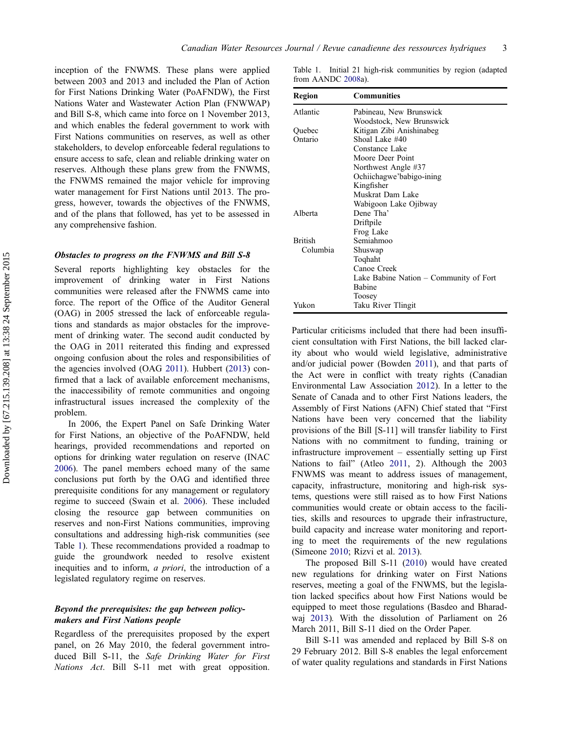inception of the FNWMS. These plans were applied between 2003 and 2013 and included the Plan of Action for First Nations Drinking Water (PoAFNDW), the First Nations Water and Wastewater Action Plan (FNWWAP) and Bill S-8, which came into force on 1 November 2013, and which enables the federal government to work with First Nations communities on reserves, as well as other stakeholders, to develop enforceable federal regulations to ensure access to safe, clean and reliable drinking water on reserves. Although these plans grew from the FNWMS, the FNWMS remained the major vehicle for improving water management for First Nations until 2013. The progress, however, towards the objectives of the FNWMS, and of the plans that followed, has yet to be assessed in any comprehensive fashion.

### *Obstacles to progress on the FNWMS and Bill S-8*

Several reports highlighting key obstacles for the improvement of drinking water in First Nations communities were released after the FNWMS came into force. The report of the Office of the Auditor General (OAG) in 2005 stressed the lack of enforceable regulations and standards as major obstacles for the improvement of drinking water. The second audit conducted by the OAG in 2011 reiterated this finding and expressed ongoing confusion about the roles and responsibilities of the agencies involved (OAG 2011). Hubbert (2013) confirmed that a lack of available enforcement mechanisms, the inaccessibility of remote communities and ongoing infrastructural issues increased the complexity of the problem.

In 2006, the Expert Panel on Safe Drinking Water for First Nations, an objective of the PoAFNDW, held hearings, provided recommendations and reported on options for drinking water regulation on reserve (INAC 2006). The panel members echoed many of the same conclusions put forth by the OAG and identified three prerequisite conditions for any management or regulatory regime to succeed (Swain et al. 2006). These included closing the resource gap between communities on reserves and non-First Nations communities, improving consultations and addressing high-risk communities (see Table 1). These recommendations provided a roadmap to guide the groundwork needed to resolve existent inequities and to inform, *a priori*, the introduction of a legislated regulatory regime on reserves.

### *Beyond the prerequisites: the gap between policy-makers and First Nations people*

Regardless of the prerequisites proposed by the expert panel, on 26 May 2010, the federal government introduced Bill S-11, the *Safe Drinking Water for First Nations Act*. Bill S-11 met with great opposition.

Table 1. Initial 21 high-risk communities by region (adapted from AANDC 2008a).

| Region | Communities |
|---|---|
| Atlantic | Pabineau, New Brunswick |
| | Woodstock, New Brunswick |
| Quebec | Kitigan Zibi Anishinabeg |
| Ontario | Shoal Lake #40 |
| | Constance Lake |
| | Moore Deer Point |
| | Northwest Angle #37 |
| | Ochiichagwe'babigo-ining |
| | Kingfisher |
| | Muskrat Dam Lake |
| | Wabigoon Lake Ojibway |
| Alberta | Dene Tha' |
| | Driftpile |
| | Frog Lake |
| British Columbia | Semiahmoo |
| | Shuswap |
| | Toqhaht |
| | Canoe Creek |
| | Lake Babine Nation – Community of Fort Babine |
| | Toosey |
| Yukon | Taku River Tlingit |

Particular criticisms included that there had been insufficient consultation with First Nations, the bill lacked clarity about who would wield legislative, administrative and/or judicial power (Bowden 2011), and that parts of the Act were in conflict with treaty rights (Canadian Environmental Law Association 2012). In a letter to the Senate of Canada and to other First Nations leaders, the Assembly of First Nations (AFN) Chief stated that "First Nations have been very concerned that the liability provisions of the Bill [S-11] will transfer liability to First Nations with no commitment to funding, training or infrastructure improvement – essentially setting up First Nations to fail" (Atleo 2011, 2). Although the 2003 FNWMS was meant to address issues of management, capacity, infrastructure, monitoring and high-risk systems, questions were still raised as to how First Nations communities would create or obtain access to the facilities, skills and resources to upgrade their infrastructure, build capacity and increase water monitoring and reporting to meet the requirements of the new regulations (Simeone 2010; Rizvi et al. 2013).

The proposed Bill S-11 (2010) would have created new regulations for drinking water on First Nations reserves, meeting a goal of the FNWMS, but the legislation lacked specifics about how First Nations would be equipped to meet those regulations (Basdeo and Bharadwaj 2013). With the dissolution of Parliament on 26 March 2011, Bill S-11 died on the Order Paper.

Bill S-11 was amended and replaced by Bill S-8 on 29 February 2012. Bill S-8 enables the legal enforcement of water quality regulations and standards in First Nations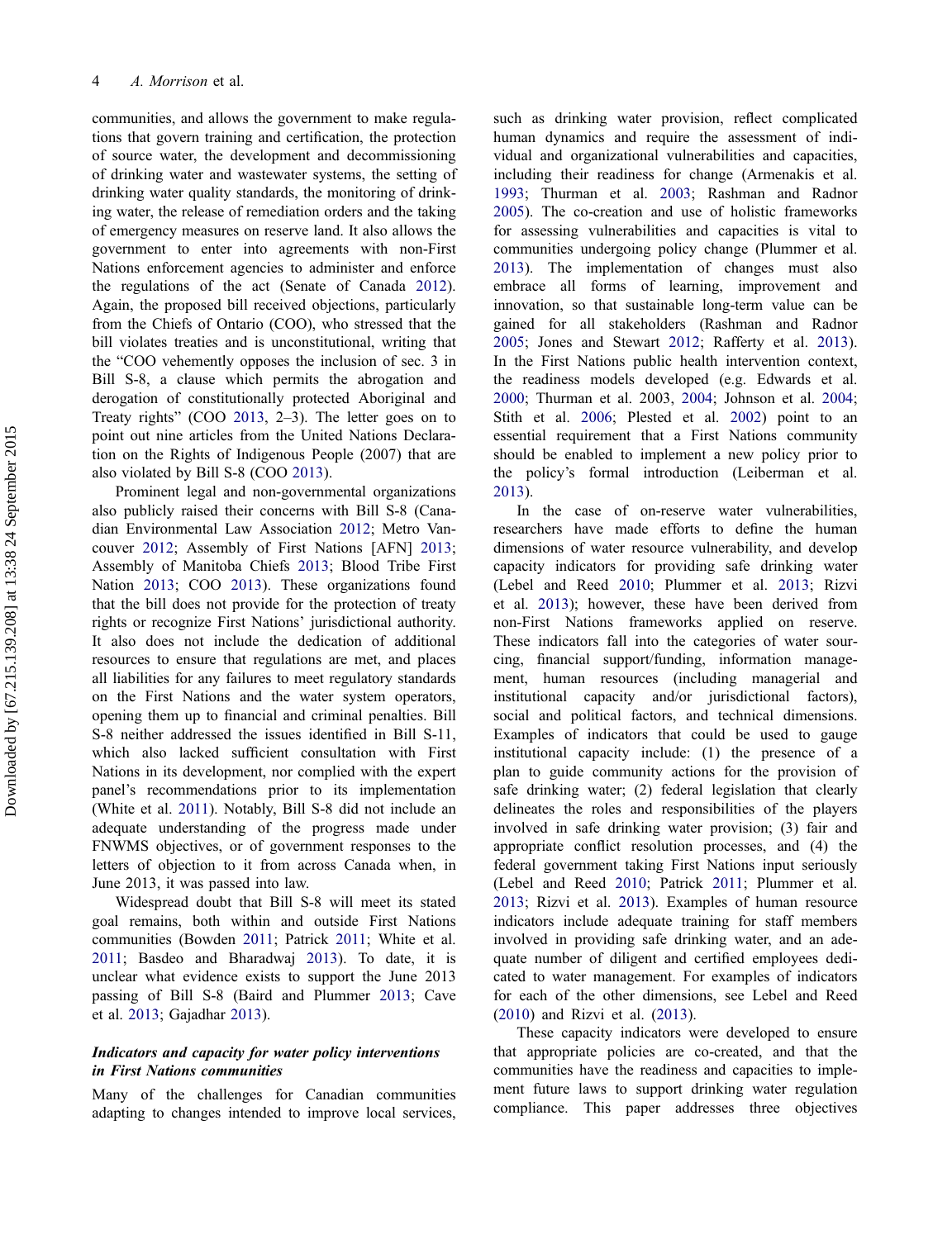communities, and allows the government to make regulations that govern training and certification, the protection of source water, the development and decommissioning of drinking water and wastewater systems, the setting of drinking water quality standards, the monitoring of drinking water, the release of remediation orders and the taking of emergency measures on reserve land. It also allows the government to enter into agreements with non-First Nations enforcement agencies to administer and enforce the regulations of the act (Senate of Canada 2012). Again, the proposed bill received objections, particularly from the Chiefs of Ontario (COO), who stressed that the bill violates treaties and is unconstitutional, writing that the "COO vehemently opposes the inclusion of sec. 3 in Bill S-8, a clause which permits the abrogation and derogation of constitutionally protected Aboriginal and Treaty rights" (COO 2013, 2–3). The letter goes on to point out nine articles from the United Nations Declaration on the Rights of Indigenous People (2007) that are also violated by Bill S-8 (COO 2013).

Prominent legal and non-governmental organizations also publicly raised their concerns with Bill S-8 (Canadian Environmental Law Association 2012; Metro Vancouver 2012; Assembly of First Nations [AFN] 2013; Assembly of Manitoba Chiefs 2013; Blood Tribe First Nation 2013; COO 2013). These organizations found that the bill does not provide for the protection of treaty rights or recognize First Nations' jurisdictional authority. It also does not include the dedication of additional resources to ensure that regulations are met, and places all liabilities for any failures to meet regulatory standards on the First Nations and the water system operators, opening them up to financial and criminal penalties. Bill S-8 neither addressed the issues identified in Bill S-11, which also lacked sufficient consultation with First Nations in its development, nor complied with the expert panel's recommendations prior to its implementation (White et al. 2011). Notably, Bill S-8 did not include an adequate understanding of the progress made under FNWMS objectives, or of government responses to the letters of objection to it from across Canada when, in June 2013, it was passed into law.

Widespread doubt that Bill S-8 will meet its stated goal remains, both within and outside First Nations communities (Bowden 2011; Patrick 2011; White et al. 2011; Basdeo and Bharadwaj 2013). To date, it is unclear what evidence exists to support the June 2013 passing of Bill S-8 (Baird and Plummer 2013; Cave et al. 2013; Gajadhar 2013).

### *Indicators and capacity for water policy interventions in First Nations communities*

Many of the challenges for Canadian communities adapting to changes intended to improve local services, such as drinking water provision, reflect complicated human dynamics and require the assessment of individual and organizational vulnerabilities and capacities, including their readiness for change (Armenakis et al. 1993; Thurman et al. 2003; Rashman and Radnor 2005). The co-creation and use of holistic frameworks for assessing vulnerabilities and capacities is vital to communities undergoing policy change (Plummer et al. 2013). The implementation of changes must also embrace all forms of learning, improvement and innovation, so that sustainable long-term value can be gained for all stakeholders (Rashman and Radnor 2005; Jones and Stewart 2012; Rafferty et al. 2013). In the First Nations public health intervention context, the readiness models developed (e.g. Edwards et al. 2000; Thurman et al. 2003, 2004; Johnson et al. 2004; Stith et al. 2006; Plested et al. 2002) point to an essential requirement that a First Nations community should be enabled to implement a new policy prior to the policy's formal introduction (Leiberman et al. 2013).

In the case of on-reserve water vulnerabilities, researchers have made efforts to define the human dimensions of water resource vulnerability, and develop capacity indicators for providing safe drinking water (Lebel and Reed 2010; Plummer et al. 2013; Rizvi et al. 2013); however, these have been derived from non-First Nations frameworks applied on reserve. These indicators fall into the categories of water sourcing, financial support/funding, information management, human resources (including managerial and institutional capacity and/or jurisdictional factors), social and political factors, and technical dimensions. Examples of indicators that could be used to gauge institutional capacity include: (1) the presence of a plan to guide community actions for the provision of safe drinking water; (2) federal legislation that clearly delineates the roles and responsibilities of the players involved in safe drinking water provision; (3) fair and appropriate conflict resolution processes, and (4) the federal government taking First Nations input seriously (Lebel and Reed 2010; Patrick 2011; Plummer et al. 2013; Rizvi et al. 2013). Examples of human resource indicators include adequate training for staff members involved in providing safe drinking water, and an adequate number of diligent and certified employees dedicated to water management. For examples of indicators for each of the other dimensions, see Lebel and Reed (2010) and Rizvi et al. (2013).

These capacity indicators were developed to ensure that appropriate policies are co-created, and that the communities have the readiness and capacities to implement future laws to support drinking water regulation compliance. This paper addresses three objectives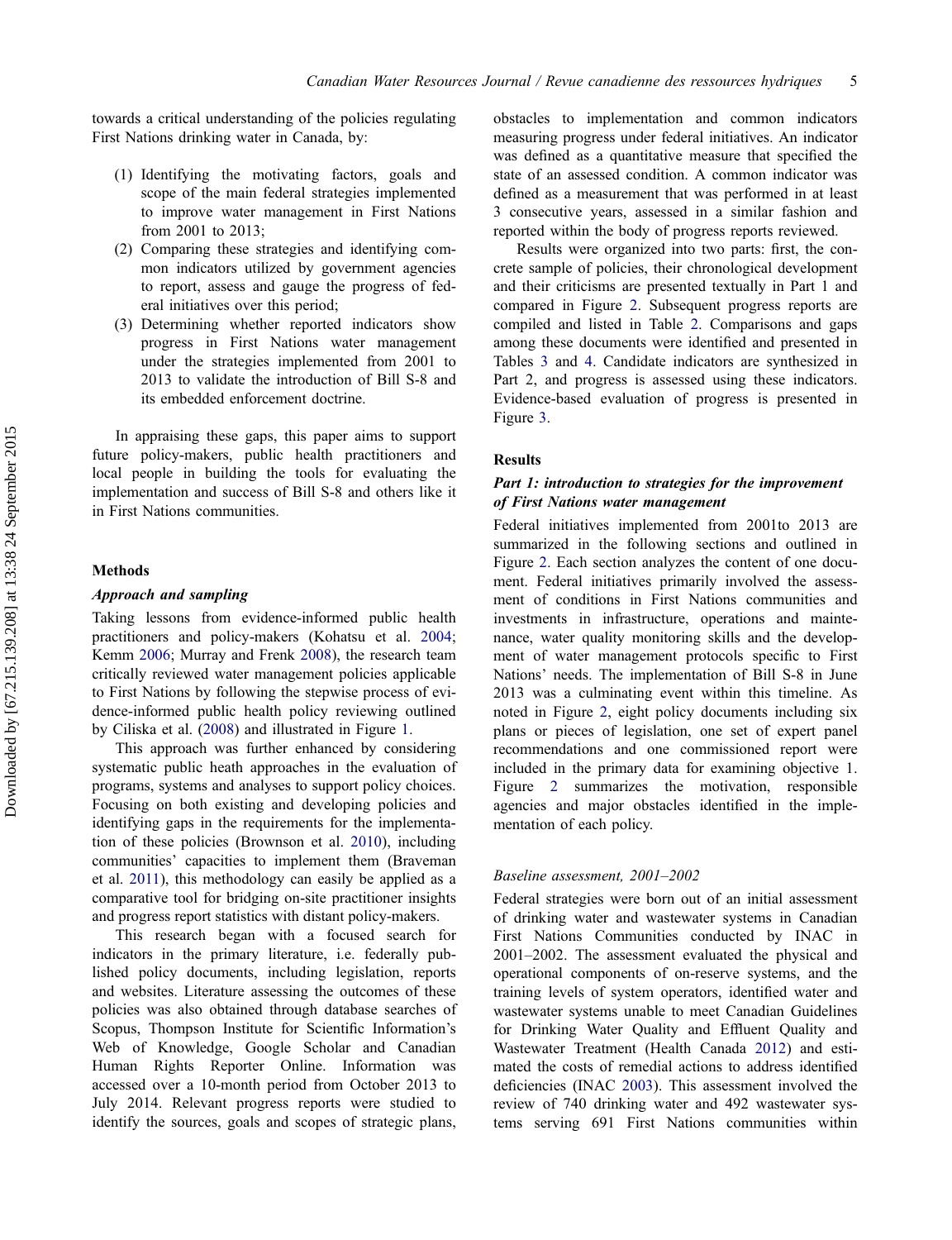towards a critical understanding of the policies regulating First Nations drinking water in Canada, by:

(1) Identifying the motivating factors, goals and scope of the main federal strategies implemented to improve water management in First Nations from 2001 to 2013;
(2) Comparing these strategies and identifying common indicators utilized by government agencies to report, assess and gauge the progress of federal initiatives over this period;
(3) Determining whether reported indicators show progress in First Nations water management under the strategies implemented from 2001 to 2013 to validate the introduction of Bill S-8 and its embedded enforcement doctrine.

In appraising these gaps, this paper aims to support future policy-makers, public health practitioners and local people in building the tools for evaluating the implementation and success of Bill S-8 and others like it in First Nations communities.

## Methods

### *Approach and sampling*

Taking lessons from evidence-informed public health practitioners and policy-makers (Kohatsu et al. 2004; Kemm 2006; Murray and Frenk 2008), the research team critically reviewed water management policies applicable to First Nations by following the stepwise process of evidence-informed public health policy reviewing outlined by Ciliska et al. (2008) and illustrated in Figure 1.

This approach was further enhanced by considering systematic public heath approaches in the evaluation of programs, systems and analyses to support policy choices. Focusing on both existing and developing policies and identifying gaps in the requirements for the implementation of these policies (Brownson et al. 2010), including communities' capacities to implement them (Braveman et al. 2011), this methodology can easily be applied as a comparative tool for bridging on-site practitioner insights and progress report statistics with distant policy-makers.

This research began with a focused search for indicators in the primary literature, i.e. federally published policy documents, including legislation, reports and websites. Literature assessing the outcomes of these policies was also obtained through database searches of Scopus, Thompson Institute for Scientific Information's Web of Knowledge, Google Scholar and Canadian Human Rights Reporter Online. Information was accessed over a 10-month period from October 2013 to July 2014. Relevant progress reports were studied to identify the sources, goals and scopes of strategic plans, obstacles to implementation and common indicators measuring progress under federal initiatives. An indicator was defined as a quantitative measure that specified the state of an assessed condition. A common indicator was defined as a measurement that was performed in at least 3 consecutive years, assessed in a similar fashion and reported within the body of progress reports reviewed.

Results were organized into two parts: first, the concrete sample of policies, their chronological development and their criticisms are presented textually in Part 1 and compared in Figure 2. Subsequent progress reports are compiled and listed in Table 2. Comparisons and gaps among these documents were identified and presented in Tables 3 and 4. Candidate indicators are synthesized in Part 2, and progress is assessed using these indicators. Evidence-based evaluation of progress is presented in Figure 3.

## Results

### *Part 1: introduction to strategies for the improvement of First Nations water management*

Federal initiatives implemented from 2001to 2013 are summarized in the following sections and outlined in Figure 2. Each section analyzes the content of one document. Federal initiatives primarily involved the assessment of conditions in First Nations communities and investments in infrastructure, operations and maintenance, water quality monitoring skills and the development of water management protocols specific to First Nations' needs. The implementation of Bill S-8 in June 2013 was a culminating event within this timeline. As noted in Figure 2, eight policy documents including six plans or pieces of legislation, one set of expert panel recommendations and one commissioned report were included in the primary data for examining objective 1. Figure 2 summarizes the motivation, responsible agencies and major obstacles identified in the implementation of each policy.

#### *Baseline assessment, 2001–2002*

Federal strategies were born out of an initial assessment of drinking water and wastewater systems in Canadian First Nations Communities conducted by INAC in 2001–2002. The assessment evaluated the physical and operational components of on-reserve systems, and the training levels of system operators, identified water and wastewater systems unable to meet Canadian Guidelines for Drinking Water Quality and Effluent Quality and Wastewater Treatment (Health Canada 2012) and estimated the costs of remedial actions to address identified deficiencies (INAC 2003). This assessment involved the review of 740 drinking water and 492 wastewater systems serving 691 First Nations communities within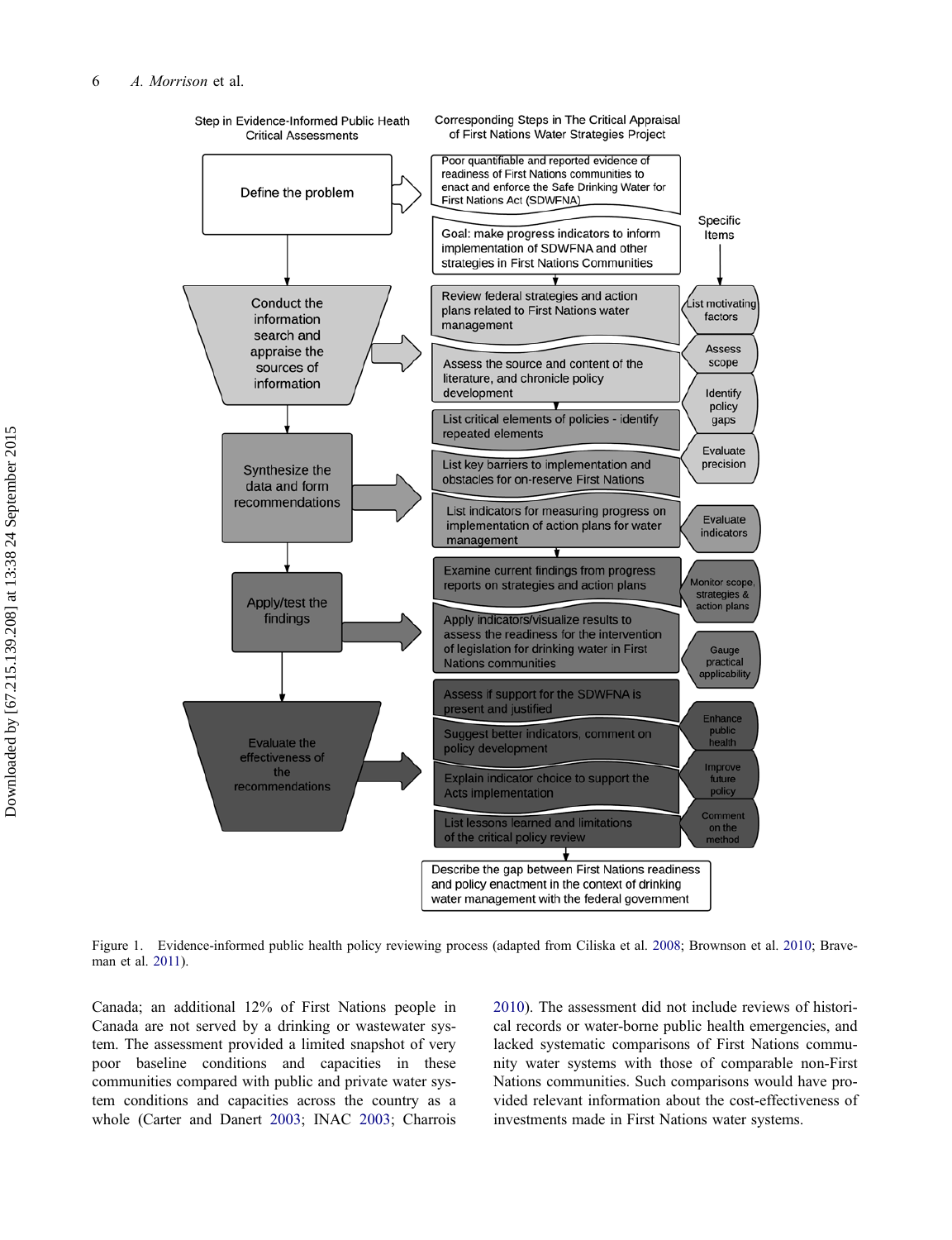Step in Evidence-Informed Public Heath Critical Assessments

Corresponding Steps in The Critical Appraisal of First Nations Water Strategies Project

**Define the problem**

- Poor quantifiable and reported evidence of readiness of First Nations communities to enact and enforce the Safe Drinking Water for First Nations Act (SDWFNA)
- Goal: make progress indicators to inform implementation of SDWFNA and other strategies in First Nations Communities

Specific Items

**Conduct the information search and appraise the sources of information**

- Review federal strategies and action plans related to First Nations water management — List motivating factors
- Assess the source and content of the literature, and chronicle policy development — Assess scope; Identify policy gaps

**Synthesize the data and form recommendations**

- List critical elements of policies - identify repeated elements — Evaluate precision
- List key barriers to implementation and obstacles for on-reserve First Nations
- List indicators for measuring progress on implementation of action plans for water management — Evaluate indicators

**Apply/test the findings**

- Examine current findings from progress reports on strategies and action plans — Monitor scope, strategies & action plans
- Apply indicators/visualize results to assess the readiness for the intervention of legislation for drinking water in First Nations communities — Gauge practical applicability

**Evaluate the effectiveness of the recommendations**

- Assess if support for the SDWFNA is present and justified — Enhance public health
- Suggest better indicators, comment on policy development — Improve future policy
- Explain indicator choice to support the Acts implementation
- List lessons learned and limitations of the critical policy review — Comment on the method

Describe the gap between First Nations readiness and policy enactment in the context of drinking water management with the federal government

Figure 1. Evidence-informed public health policy reviewing process (adapted from Ciliska et al. 2008; Brownson et al. 2010; Braveman et al. 2011).

Canada; an additional 12% of First Nations people in Canada are not served by a drinking or wastewater system. The assessment provided a limited snapshot of very poor baseline conditions and capacities in these communities compared with public and private water system conditions and capacities across the country as a whole (Carter and Danert 2003; INAC 2003; Charrois 2010). The assessment did not include reviews of historical records or water-borne public health emergencies, and lacked systematic comparisons of First Nations community water systems with those of comparable non-First Nations communities. Such comparisons would have provided relevant information about the cost-effectiveness of investments made in First Nations water systems.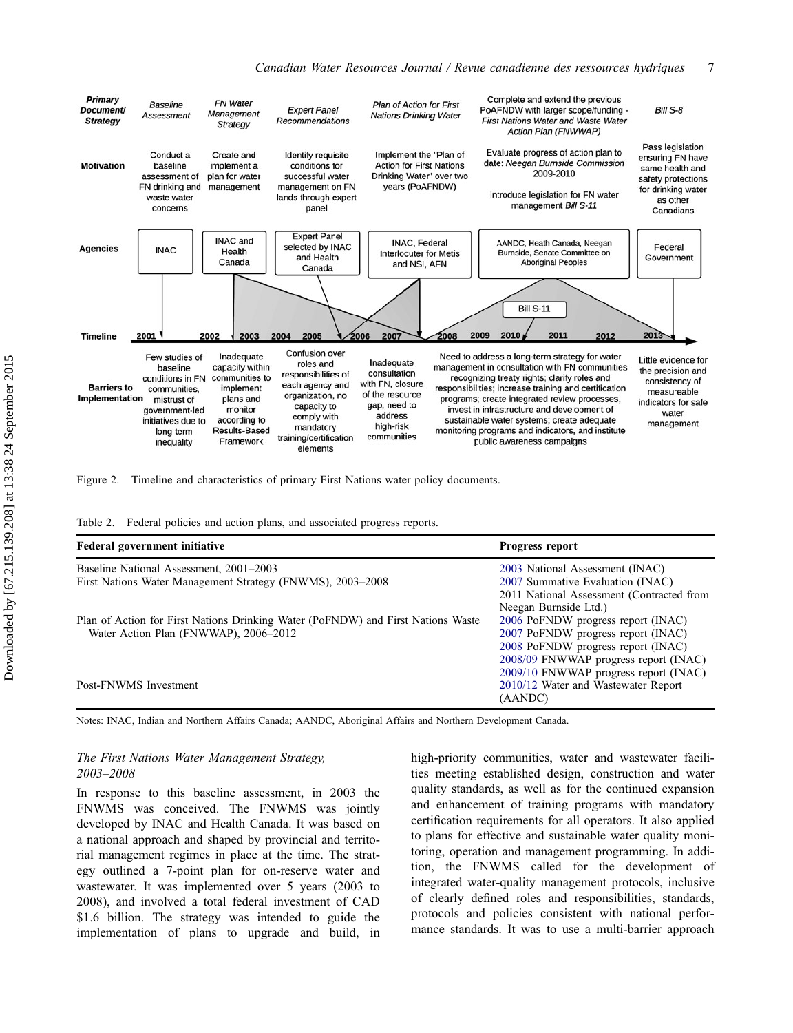| Primary Document/ Strategy | Baseline Assessment | FN Water Management Strategy | Expert Panel Recommendations | Plan of Action for First Nations Drinking Water | Complete and extend the previous PoAFNDW with larger scope/funding - *First Nations Water and Waste Water Action Plan (FNWWAP)* | Bill S-8 |
|---|---|---|---|---|---|---|
| **Motivation** | Conduct a baseline assessment of FN drinking and waste water concerns | Create and implement a plan for water management | Identify requisite conditions for successful water management on FN lands through expert panel | Implement the "Plan of Action for First Nations Drinking Water" over two years (PoAFNDW) | Evaluate progress of action plan to date: *Neegan Burnside Commission* 2009-2010; Introduce legislation for FN water management *Bill S-11* | Pass legislation ensuring FN have same health and safety protections for drinking water as other Canadians |
| **Agencies** | INAC | INAC and Health Canada | Expert Panel selected by INAC and Health Canada | INAC, Federal Interlocuter for Metis and NSI, AFN | AANDC, Heath Canada, Neegan Burnside, Senate Committee on Aboriginal Peoples | Federal Government |
| **Timeline** | 2001 | 2002, 2003 | 2004, 2005 | 2006, 2007 | 2008, 2009, 2010 (Bill S-11), 2011, 2012 | 2013 |
| **Barriers to Implementation** | Few studies of baseline conditions in FN communities, mistrust of government-led initiatives due to long-term inequality | Inadequate capacity within communities to implement plans and monitor according to Results-Based Framework | Confusion over roles and responsibilities of each agency and organization, no capacity to comply with mandatory training/certification elements | Inadequate consultation with FN, closure of the resource gap, need to address high-risk communities | Need to address a long-term strategy for water management in consultation with FN communities recognizing treaty rights; clarify roles and responsibilities; increase training and certification programs; create integrated review processes, invest in infrastructure and development of sustainable water systems; create adequate monitoring programs and indicators, and institute public awareness campaigns | Little evidence for the precision and consistency of measureable indicators for safe water management |

Figure 2. Timeline and characteristics of primary First Nations water policy documents.

Table 2. Federal policies and action plans, and associated progress reports.

| Federal government initiative | Progress report |
|---|---|
| Baseline National Assessment, 2001–2003 | 2003 National Assessment (INAC) |
| First Nations Water Management Strategy (FNWMS), 2003–2008 | 2007 Summative Evaluation (INAC)<br>2011 National Assessment (Contracted from Neegan Burnside Ltd.) |
| Plan of Action for First Nations Drinking Water (PoFNDW) and First Nations Waste Water Action Plan (FNWWAP), 2006–2012 | 2006 PoFNDW progress report (INAC)<br>2007 PoFNDW progress report (INAC)<br>2008 PoFNDW progress report (INAC)<br>2008/09 FNWWAP progress report (INAC)<br>2009/10 FNWWAP progress report (INAC) |
| Post-FNWMS Investment | 2010/12 Water and Wastewater Report (AANDC) |

Notes: INAC, Indian and Northern Affairs Canada; AANDC, Aboriginal Affairs and Northern Development Canada.

### *The First Nations Water Management Strategy, 2003–2008*

In response to this baseline assessment, in 2003 the FNWMS was conceived. The FNWMS was jointly developed by INAC and Health Canada. It was based on a national approach and shaped by provincial and territorial management regimes in place at the time. The strategy outlined a 7-point plan for on-reserve water and wastewater. It was implemented over 5 years (2003 to 2008), and involved a total federal investment of CAD $1.6 billion. The strategy was intended to guide the implementation of plans to upgrade and build, in high-priority communities, water and wastewater facilities meeting established design, construction and water quality standards, as well as for the continued expansion and enhancement of training programs with mandatory certification requirements for all operators. It also applied to plans for effective and sustainable water quality monitoring, operation and management programming. In addition, the FNWMS called for the development of integrated water-quality management protocols, inclusive of clearly defined roles and responsibilities, standards, protocols and policies consistent with national performance standards. It was to use a multi-barrier approach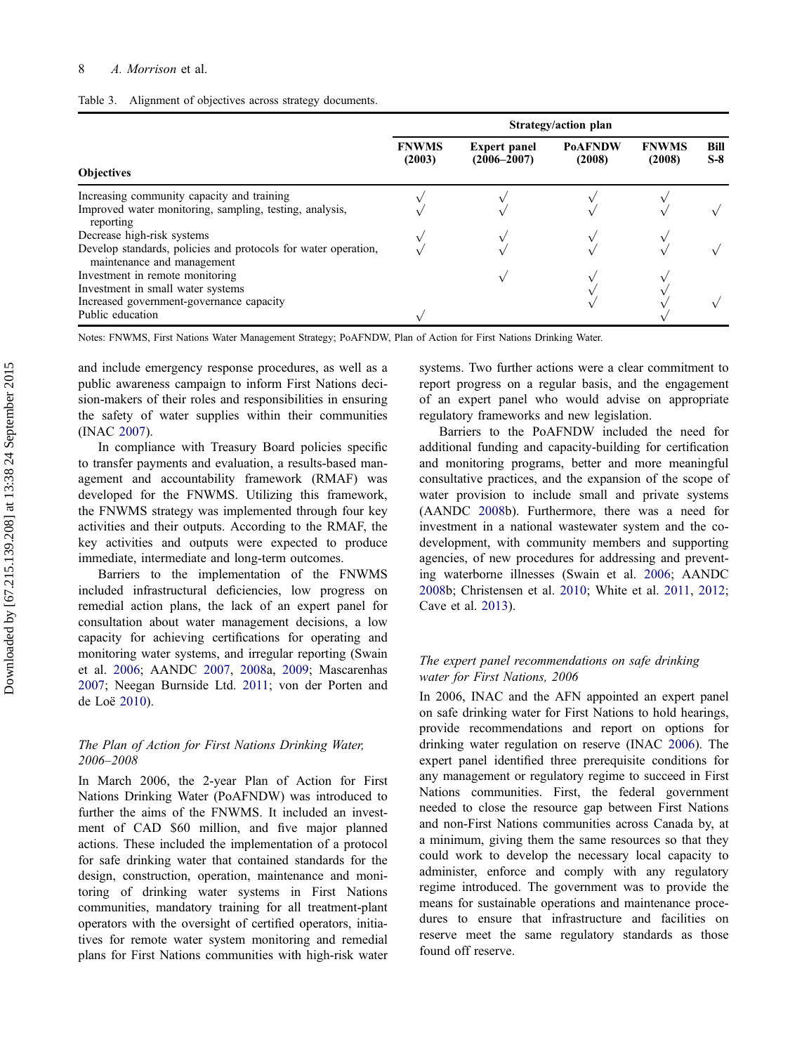Table 3. Alignment of objectives across strategy documents.

| | Strategy/action plan | | | | |
|---|---|---|---|---|---|
| **Objectives** | **FNWMS (2003)** | **Expert panel (2006–2007)** | **PoAFNDW (2008)** | **FNWMS (2008)** | **Bill S-8** |
| Increasing community capacity and training | √ | √ | √ | √ | |
| Improved water monitoring, sampling, testing, analysis, reporting | √ | √ | √ | √ | √ |
| Decrease high-risk systems | √ | √ | √ | √ | |
| Develop standards, policies and protocols for water operation, maintenance and management | √ | √ | √ | √ | √ |
| Investment in remote monitoring | | √ | √ | √ | |
| Investment in small water systems | | | √ | √ | |
| Increased government-governance capacity | | | √ | √ | √ |
| Public education | √ | | | √ | |

Notes: FNWMS, First Nations Water Management Strategy; PoAFNDW, Plan of Action for First Nations Drinking Water.

and include emergency response procedures, as well as a public awareness campaign to inform First Nations decision-makers of their roles and responsibilities in ensuring the safety of water supplies within their communities (INAC 2007).

In compliance with Treasury Board policies specific to transfer payments and evaluation, a results-based management and accountability framework (RMAF) was developed for the FNWMS. Utilizing this framework, the FNWMS strategy was implemented through four key activities and their outputs. According to the RMAF, the key activities and outputs were expected to produce immediate, intermediate and long-term outcomes.

Barriers to the implementation of the FNWMS included infrastructural deficiencies, low progress on remedial action plans, the lack of an expert panel for consultation about water management decisions, a low capacity for achieving certifications for operating and monitoring water systems, and irregular reporting (Swain et al. 2006; AANDC 2007, 2008a, 2009; Mascarenhas 2007; Neegan Burnside Ltd. 2011; von der Porten and de Loë 2010).

### *The Plan of Action for First Nations Drinking Water, 2006–2008*

In March 2006, the 2-year Plan of Action for First Nations Drinking Water (PoAFNDW) was introduced to further the aims of the FNWMS. It included an investment of CAD $60 million, and five major planned actions. These included the implementation of a protocol for safe drinking water that contained standards for the design, construction, operation, maintenance and monitoring of drinking water systems in First Nations communities, mandatory training for all treatment-plant operators with the oversight of certified operators, initiatives for remote water system monitoring and remedial plans for First Nations communities with high-risk water systems. Two further actions were a clear commitment to report progress on a regular basis, and the engagement of an expert panel who would advise on appropriate regulatory frameworks and new legislation.

Barriers to the PoAFNDW included the need for additional funding and capacity-building for certification and monitoring programs, better and more meaningful consultative practices, and the expansion of the scope of water provision to include small and private systems (AANDC 2008b). Furthermore, there was a need for investment in a national wastewater system and the co-development, with community members and supporting agencies, of new procedures for addressing and preventing waterborne illnesses (Swain et al. 2006; AANDC 2008b; Christensen et al. 2010; White et al. 2011, 2012; Cave et al. 2013).

### *The expert panel recommendations on safe drinking water for First Nations, 2006*

In 2006, INAC and the AFN appointed an expert panel on safe drinking water for First Nations to hold hearings, provide recommendations and report on options for drinking water regulation on reserve (INAC 2006). The expert panel identified three prerequisite conditions for any management or regulatory regime to succeed in First Nations communities. First, the federal government needed to close the resource gap between First Nations and non-First Nations communities across Canada by, at a minimum, giving them the same resources so that they could work to develop the necessary local capacity to administer, enforce and comply with any regulatory regime introduced. The government was to provide the means for sustainable operations and maintenance procedures to ensure that infrastructure and facilities on reserve meet the same regulatory standards as those found off reserve.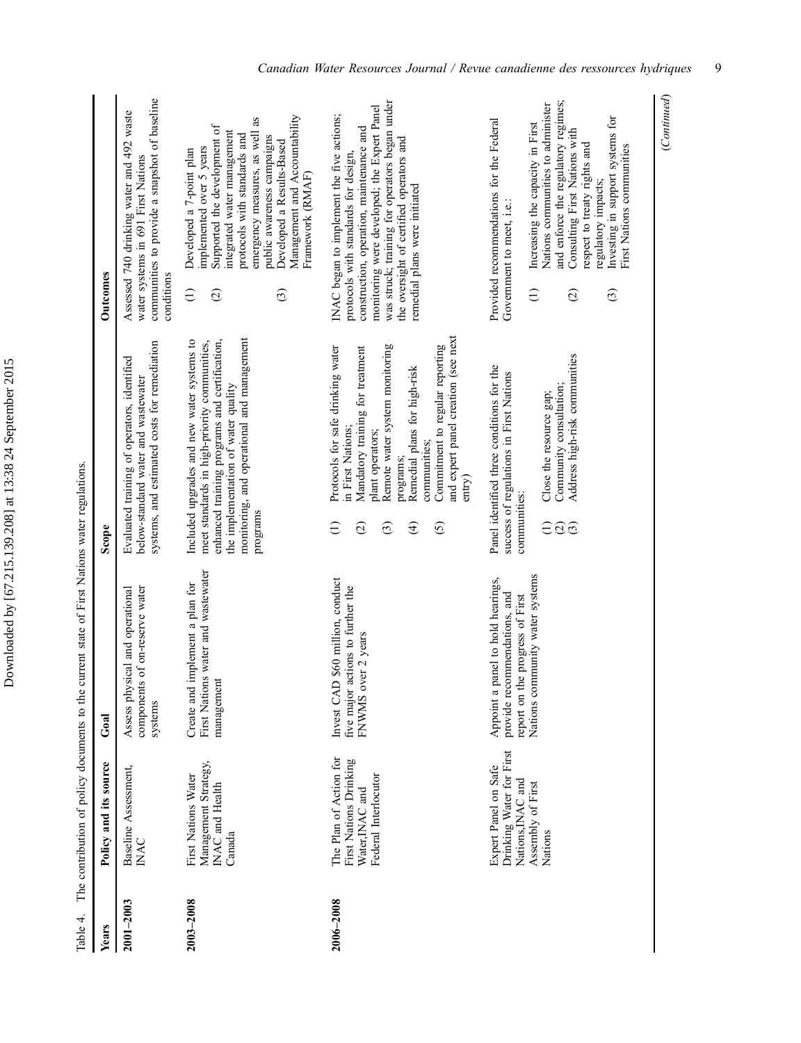Table 4. The contribution of policy documents to the current state of First Nations water regulations.

| Years | Policy and its source | Goal | Scope | Outcomes |
|---|---|---|---|---|
| **2001–2003** | Baseline Assessment, INAC | Assess physical and operational components of on-reserve water systems | Evaluated training of operators, identified below-standard water and wastewater systems, and estimated costs for remediation | Assessed 740 drinking water and 492 waste water systems in 691 First Nations communities to provide a snapshot of baseline conditions |
| **2003–2008** | First Nations Water Management Strategy, INAC and Health Canada | Create and implement a plan for First Nations water and wastewater management | Included upgrades and new water systems to meet standards in high-priority communities, enhanced training programs and certification, the implementation of water quality monitoring, and operational and management programs | (1) Developed a 7-point plan implemented over 5 years<br>(2) Supported the development of integrated water management protocols with standards and emergency measures, as well as public awareness campaigns<br>(3) Developed a Results-Based Management and Accountability Framework (RMAF) |
| **2006–2008** | The Plan of Action for First Nations Drinking Water, INAC and Federal Interlocutor | Invest CAD $60 million, conduct five major actions to further the FNWMS over 2 years | (1) Protocols for safe drinking water in First Nations;<br>(2) Mandatory training for treatment plant operators;<br>(3) Remote water system monitoring programs;<br>(4) Remedial plans for high-risk communities;<br>(5) Commitment to regular reporting and expert panel creation (see next entry) | INAC began to implement the five actions; protocols with standards for design, construction, operation, maintenance and monitoring were developed; the Expert Panel was struck; training for operators began under the oversight of certified operators and remedial plans were initiated |
| | Expert Panel on Safe Drinking Water for First Nations, INAC and Assembly of First Nations | Appoint a panel to hold hearings, provide recommendations, and report on the progress of First Nations community water systems | Panel identified three conditions for the success of regulations in First Nations communities:<br>(1) Close the resource gap;<br>(2) Community consultation;<br>(3) Address high-risk communities | Provided recommendations for the Federal Government to meet, i.e.:<br>(1) Increasing the capacity in First Nations communities to administer and enforce the regulatory regimes;<br>(2) Consulting First Nations with respect to treaty rights and regulatory impacts;<br>(3) Investing in support systems for First Nations communities |

(*Continued*)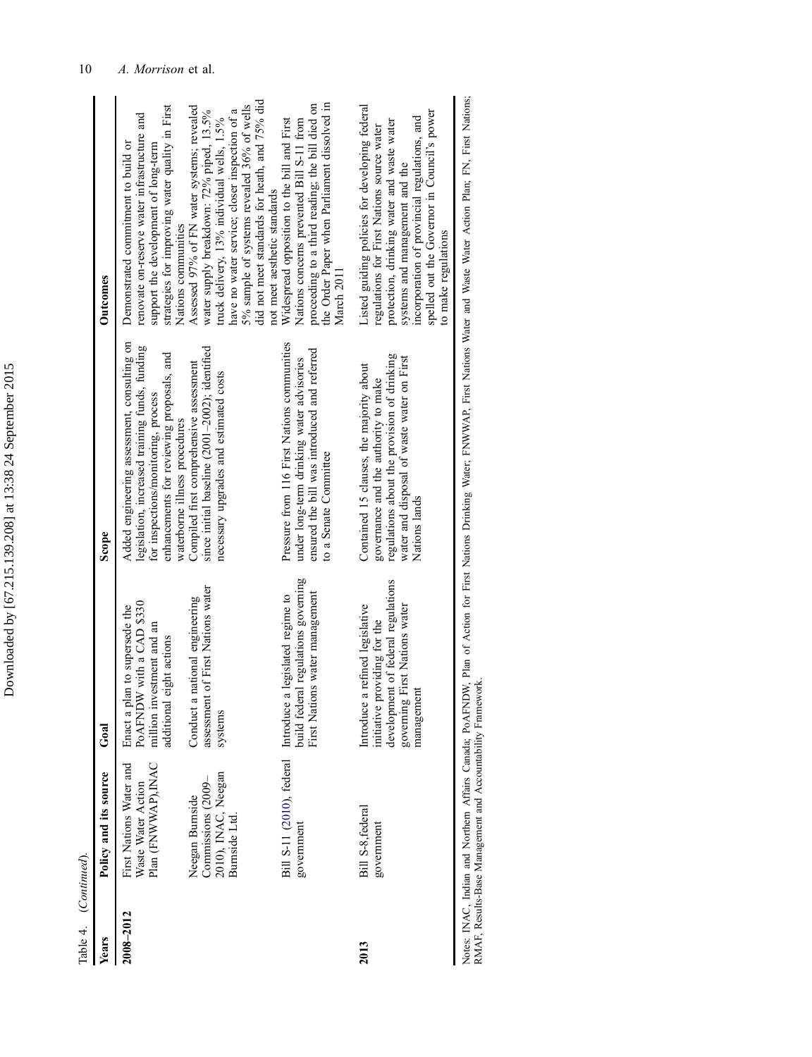Table 4. (*Continued*).

| Years | Policy and its source | Goal | Scope | Outcomes |
|---|---|---|---|---|
| 2008–2012 | First Nations Water and Waste Water Action Plan (FNWWAP),INAC | Enact a plan to supersede the PoAFNDW with a CAD $330 million investment and an additional eight actions | Added engineering assessment, consulting on legislation, increased training funds, funding for inspections/monitoring, process enhancements for reviewing proposals, and waterborne illness procedures | Demonstrated commitment to build or renovate on-reserve water infrastructure and support the development of long-term strategies for improving water quality in First Nations communities |
| | Neegan Burnside Commissions (2009–2010), INAC, Neegan Burnside Ltd. | Conduct a national engineering assessment of First Nations water systems | Compiled first comprehensive assessment since initial baseline (2001–2002); identified necessary upgrades and estimated costs | Assessed 97% of FN water systems; revealed water supply breakdown: 72% piped, 13.5% truck delivery, 13% individual wells, 1.5% have no water service; closer inspection of a 5% sample of systems revealed 36% of wells did not meet standards for heath, and 75% did not meet aesthetic standards |
| | Bill S-11 (2010), federal government | Introduce a legislated regime to build federal regulations governing First Nations water management | Pressure from 116 First Nations communities under long-term drinking water advisories ensured the bill was introduced and referred to a Senate Committee | Widespread opposition to the bill and First Nations concerns prevented Bill S-11 from proceeding to a third reading; the bill died on the Order Paper when Parliament dissolved in March 2011 |
| 2013 | Bill S-8,federal government | Introduce a refined legislative initiative providing for the development of federal regulations governing First Nations water management | Contained 15 clauses, the majority about governance and the authority to make regulations about the provision of drinking water and disposal of waste water on First Nations lands | Listed guiding policies for developing federal regulations for First Nations source water protection, drinking water and waste water systems and management and the incorporation of provincial regulations, and spelled out the Governor in Council's power to make regulations |

Notes: INAC, Indian and Northern Affairs Canada; PoAFNDW, Plan of Action for First Nations Drinking Water; FNWWAP, First Nations Water and Waste Water Action Plan; FN, First Nations; RMAF, Results-Base Management and Accountability Framework.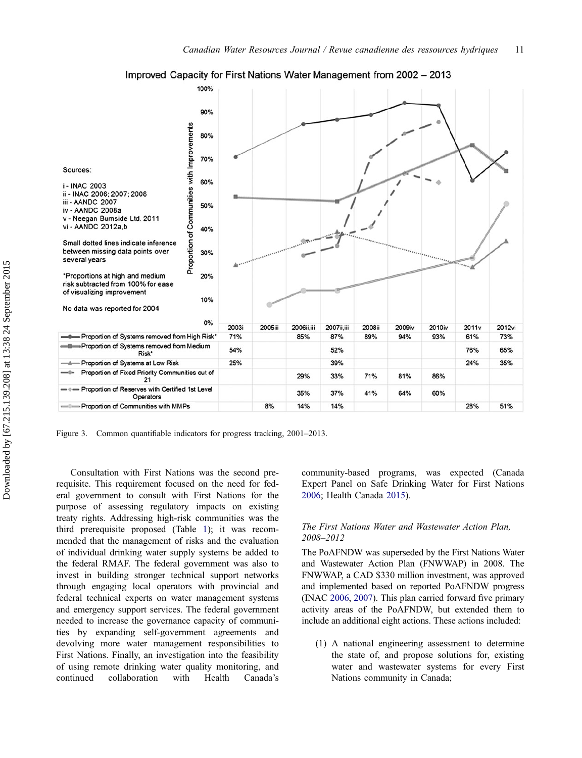Improved Capacity for First Nations Water Management from 2002 – 2013

Sources:

i - INAC 2003
ii - INAC 2006; 2007; 2008
iii - AANDC 2007
iv - AANDC 2008a
v - Neegan Burnside Ltd. 2011
vi - AANDC 2012a,b

Small dotted lines indicate inference between missing data points over several years

*Proportions at high and medium risk subtracted from 100% for ease of visualizing improvement

No data was reported for 2004

| | 2003i | 2005iii | 2006ii,iii | 2007ii,iii | 2008ii | 2009iv | 2010iv | 2011v | 2012vi |
|---|---|---|---|---|---|---|---|---|---|
| Proportion of Systems removed from High Risk* | 71% | | 85% | 87% | 89% | 94% | 93% | 61% | 73% |
| Proportion of Systems removed from Medium Risk* | 54% | | | 52% | | | | 76% | 65% |
| Proportion of Systems at Low Risk | 25% | | | 39% | | | | 24% | 35% |
| Proportion of Fixed Priority Communities out of 21 | | | 29% | 33% | 71% | 81% | 86% | | |
| Proportion of Reserves with Certified 1st Level Operators | | | 35% | 37% | 41% | 64% | 60% | | |
| Proportion of Communities with MMPs | | 8% | 14% | 14% | | | | 28% | 51% |

Figure 3. Common quantifiable indicators for progress tracking, 2001–2013.

Consultation with First Nations was the second prerequisite. This requirement focused on the need for federal government to consult with First Nations for the purpose of assessing regulatory impacts on existing treaty rights. Addressing high-risk communities was the third prerequisite proposed (Table 1); it was recommended that the management of risks and the evaluation of individual drinking water supply systems be added to the federal RMAF. The federal government was also to invest in building stronger technical support networks through engaging local operators with provincial and federal technical experts on water management systems and emergency support services. The federal government needed to increase the governance capacity of communities by expanding self-government agreements and devolving more water management responsibilities to First Nations. Finally, an investigation into the feasibility of using remote drinking water quality monitoring, and continued collaboration with Health Canada's community-based programs, was expected (Canada Expert Panel on Safe Drinking Water for First Nations 2006; Health Canada 2015).

### *The First Nations Water and Wastewater Action Plan, 2008–2012*

The PoAFNDW was superseded by the First Nations Water and Wastewater Action Plan (FNWWAP) in 2008. The FNWWAP, a CAD $330 million investment, was approved and implemented based on reported PoAFNDW progress (INAC 2006, 2007). This plan carried forward five primary activity areas of the PoAFNDW, but extended them to include an additional eight actions. These actions included:

(1) A national engineering assessment to determine the state of, and propose solutions for, existing water and wastewater systems for every First Nations community in Canada;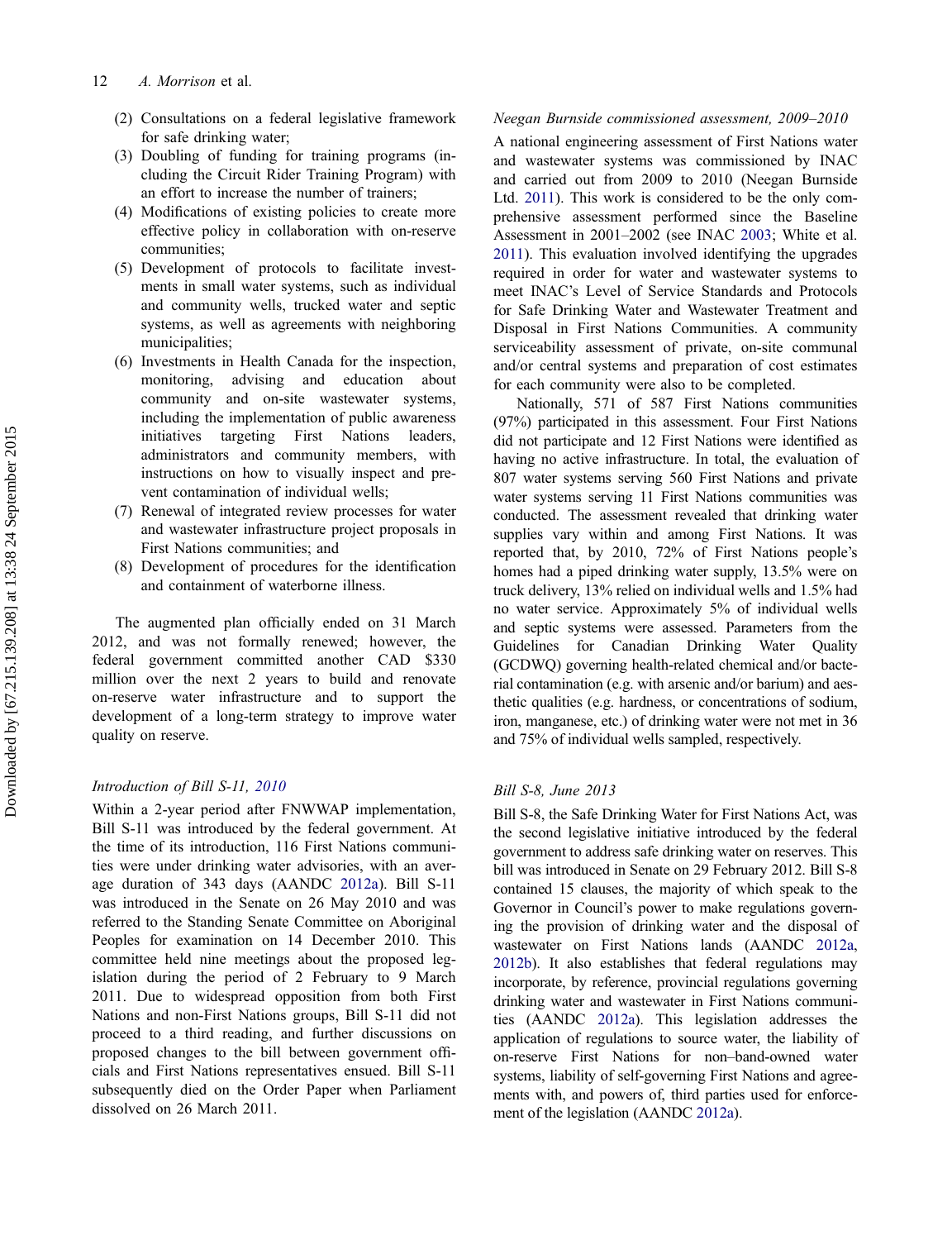(2) Consultations on a federal legislative framework for safe drinking water;
(3) Doubling of funding for training programs (including the Circuit Rider Training Program) with an effort to increase the number of trainers;
(4) Modifications of existing policies to create more effective policy in collaboration with on-reserve communities;
(5) Development of protocols to facilitate investments in small water systems, such as individual and community wells, trucked water and septic systems, as well as agreements with neighboring municipalities;
(6) Investments in Health Canada for the inspection, monitoring, advising and education about community and on-site wastewater systems, including the implementation of public awareness initiatives targeting First Nations leaders, administrators and community members, with instructions on how to visually inspect and prevent contamination of individual wells;
(7) Renewal of integrated review processes for water and wastewater infrastructure project proposals in First Nations communities; and
(8) Development of procedures for the identification and containment of waterborne illness.

The augmented plan officially ended on 31 March 2012, and was not formally renewed; however, the federal government committed another CAD $330 million over the next 2 years to build and renovate on-reserve water infrastructure and to support the development of a long-term strategy to improve water quality on reserve.

### *Introduction of Bill S-11, 2010*

Within a 2-year period after FNWWAP implementation, Bill S-11 was introduced by the federal government. At the time of its introduction, 116 First Nations communities were under drinking water advisories, with an average duration of 343 days (AANDC 2012a). Bill S-11 was introduced in the Senate on 26 May 2010 and was referred to the Standing Senate Committee on Aboriginal Peoples for examination on 14 December 2010. This committee held nine meetings about the proposed legislation during the period of 2 February to 9 March 2011. Due to widespread opposition from both First Nations and non-First Nations groups, Bill S-11 did not proceed to a third reading, and further discussions on proposed changes to the bill between government officials and First Nations representatives ensued. Bill S-11 subsequently died on the Order Paper when Parliament dissolved on 26 March 2011.

### *Neegan Burnside commissioned assessment, 2009–2010*

A national engineering assessment of First Nations water and wastewater systems was commissioned by INAC and carried out from 2009 to 2010 (Neegan Burnside Ltd. 2011). This work is considered to be the only comprehensive assessment performed since the Baseline Assessment in 2001–2002 (see INAC 2003; White et al. 2011). This evaluation involved identifying the upgrades required in order for water and wastewater systems to meet INAC's Level of Service Standards and Protocols for Safe Drinking Water and Wastewater Treatment and Disposal in First Nations Communities. A community serviceability assessment of private, on-site communal and/or central systems and preparation of cost estimates for each community were also to be completed.

Nationally, 571 of 587 First Nations communities (97%) participated in this assessment. Four First Nations did not participate and 12 First Nations were identified as having no active infrastructure. In total, the evaluation of 807 water systems serving 560 First Nations and private water systems serving 11 First Nations communities was conducted. The assessment revealed that drinking water supplies vary within and among First Nations. It was reported that, by 2010, 72% of First Nations people's homes had a piped drinking water supply, 13.5% were on truck delivery, 13% relied on individual wells and 1.5% had no water service. Approximately 5% of individual wells and septic systems were assessed. Parameters from the Guidelines for Canadian Drinking Water Quality (GCDWQ) governing health-related chemical and/or bacterial contamination (e.g. with arsenic and/or barium) and aesthetic qualities (e.g. hardness, or concentrations of sodium, iron, manganese, etc.) of drinking water were not met in 36 and 75% of individual wells sampled, respectively.

### *Bill S-8, June 2013*

Bill S-8, the Safe Drinking Water for First Nations Act, was the second legislative initiative introduced by the federal government to address safe drinking water on reserves. This bill was introduced in Senate on 29 February 2012. Bill S-8 contained 15 clauses, the majority of which speak to the Governor in Council's power to make regulations governing the provision of drinking water and the disposal of wastewater on First Nations lands (AANDC 2012a, 2012b). It also establishes that federal regulations may incorporate, by reference, provincial regulations governing drinking water and wastewater in First Nations communities (AANDC 2012a). This legislation addresses the application of regulations to source water, the liability of on-reserve First Nations for non–band-owned water systems, liability of self-governing First Nations and agreements with, and powers of, third parties used for enforcement of the legislation (AANDC 2012a).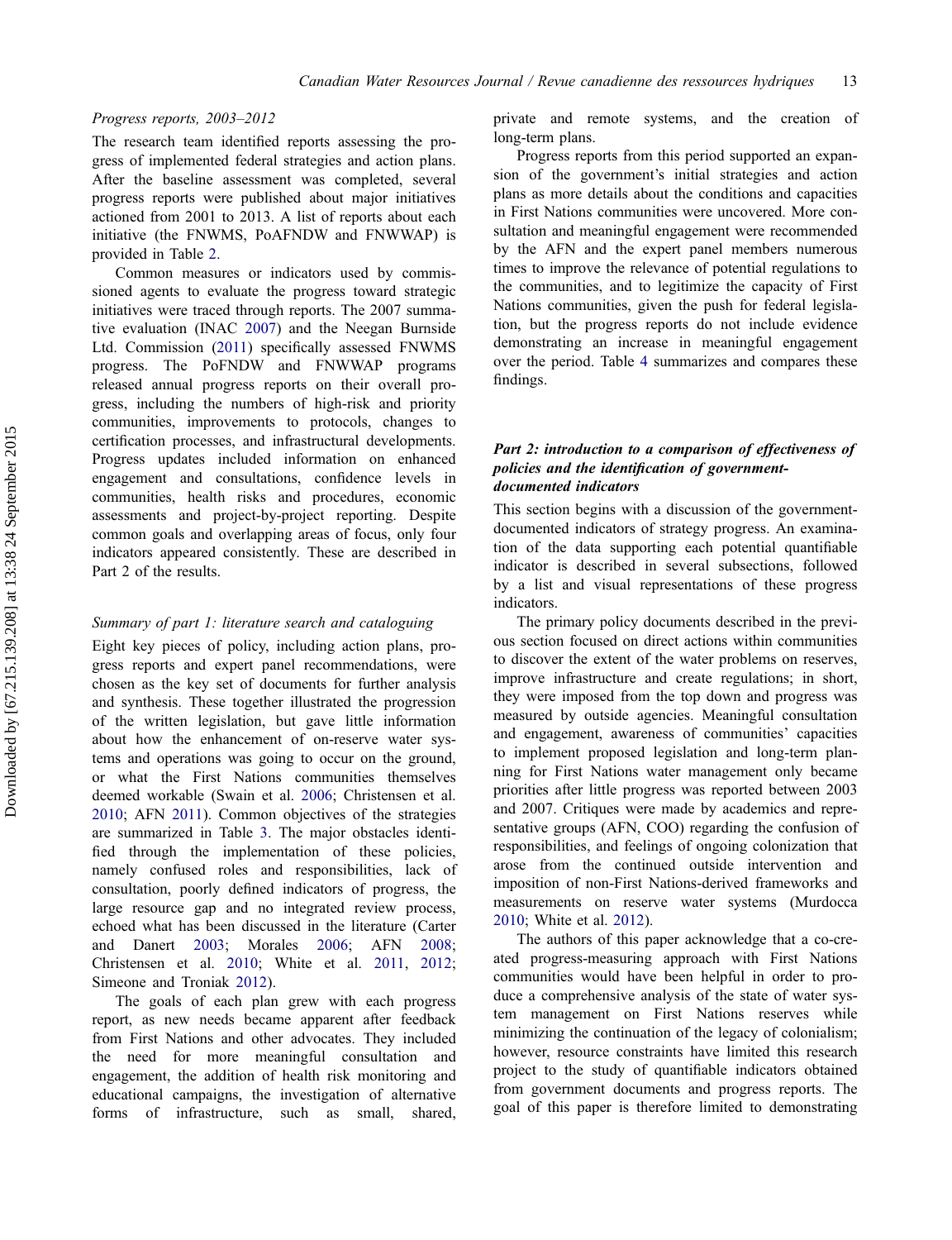### *Progress reports, 2003–2012*

The research team identified reports assessing the progress of implemented federal strategies and action plans. After the baseline assessment was completed, several progress reports were published about major initiatives actioned from 2001 to 2013. A list of reports about each initiative (the FNWMS, PoAFNDW and FNWWAP) is provided in Table 2.

Common measures or indicators used by commissioned agents to evaluate the progress toward strategic initiatives were traced through reports. The 2007 summative evaluation (INAC 2007) and the Neegan Burnside Ltd. Commission (2011) specifically assessed FNWMS progress. The PoFNDW and FNWWAP programs released annual progress reports on their overall progress, including the numbers of high-risk and priority communities, improvements to protocols, changes to certification processes, and infrastructural developments. Progress updates included information on enhanced engagement and consultations, confidence levels in communities, health risks and procedures, economic assessments and project-by-project reporting. Despite common goals and overlapping areas of focus, only four indicators appeared consistently. These are described in Part 2 of the results.

### *Summary of part 1: literature search and cataloguing*

Eight key pieces of policy, including action plans, progress reports and expert panel recommendations, were chosen as the key set of documents for further analysis and synthesis. These together illustrated the progression of the written legislation, but gave little information about how the enhancement of on-reserve water systems and operations was going to occur on the ground, or what the First Nations communities themselves deemed workable (Swain et al. 2006; Christensen et al. 2010; AFN 2011). Common objectives of the strategies are summarized in Table 3. The major obstacles identified through the implementation of these policies, namely confused roles and responsibilities, lack of consultation, poorly defined indicators of progress, the large resource gap and no integrated review process, echoed what has been discussed in the literature (Carter and Danert 2003; Morales 2006; AFN 2008; Christensen et al. 2010; White et al. 2011, 2012; Simeone and Troniak 2012).

The goals of each plan grew with each progress report, as new needs became apparent after feedback from First Nations and other advocates. They included the need for more meaningful consultation and engagement, the addition of health risk monitoring and educational campaigns, the investigation of alternative forms of infrastructure, such as small, shared, private and remote systems, and the creation of long-term plans.

Progress reports from this period supported an expansion of the government's initial strategies and action plans as more details about the conditions and capacities in First Nations communities were uncovered. More consultation and meaningful engagement were recommended by the AFN and the expert panel members numerous times to improve the relevance of potential regulations to the communities, and to legitimize the capacity of First Nations communities, given the push for federal legislation, but the progress reports do not include evidence demonstrating an increase in meaningful engagement over the period. Table 4 summarizes and compares these findings.

### ***Part 2: introduction to a comparison of effectiveness of policies and the identification of government-documented indicators***

This section begins with a discussion of the government-documented indicators of strategy progress. An examination of the data supporting each potential quantifiable indicator is described in several subsections, followed by a list and visual representations of these progress indicators.

The primary policy documents described in the previous section focused on direct actions within communities to discover the extent of the water problems on reserves, improve infrastructure and create regulations; in short, they were imposed from the top down and progress was measured by outside agencies. Meaningful consultation and engagement, awareness of communities' capacities to implement proposed legislation and long-term planning for First Nations water management only became priorities after little progress was reported between 2003 and 2007. Critiques were made by academics and representative groups (AFN, COO) regarding the confusion of responsibilities, and feelings of ongoing colonization that arose from the continued outside intervention and imposition of non-First Nations-derived frameworks and measurements on reserve water systems (Murdocca 2010; White et al. 2012).

The authors of this paper acknowledge that a co-created progress-measuring approach with First Nations communities would have been helpful in order to produce a comprehensive analysis of the state of water system management on First Nations reserves while minimizing the continuation of the legacy of colonialism; however, resource constraints have limited this research project to the study of quantifiable indicators obtained from government documents and progress reports. The goal of this paper is therefore limited to demonstrating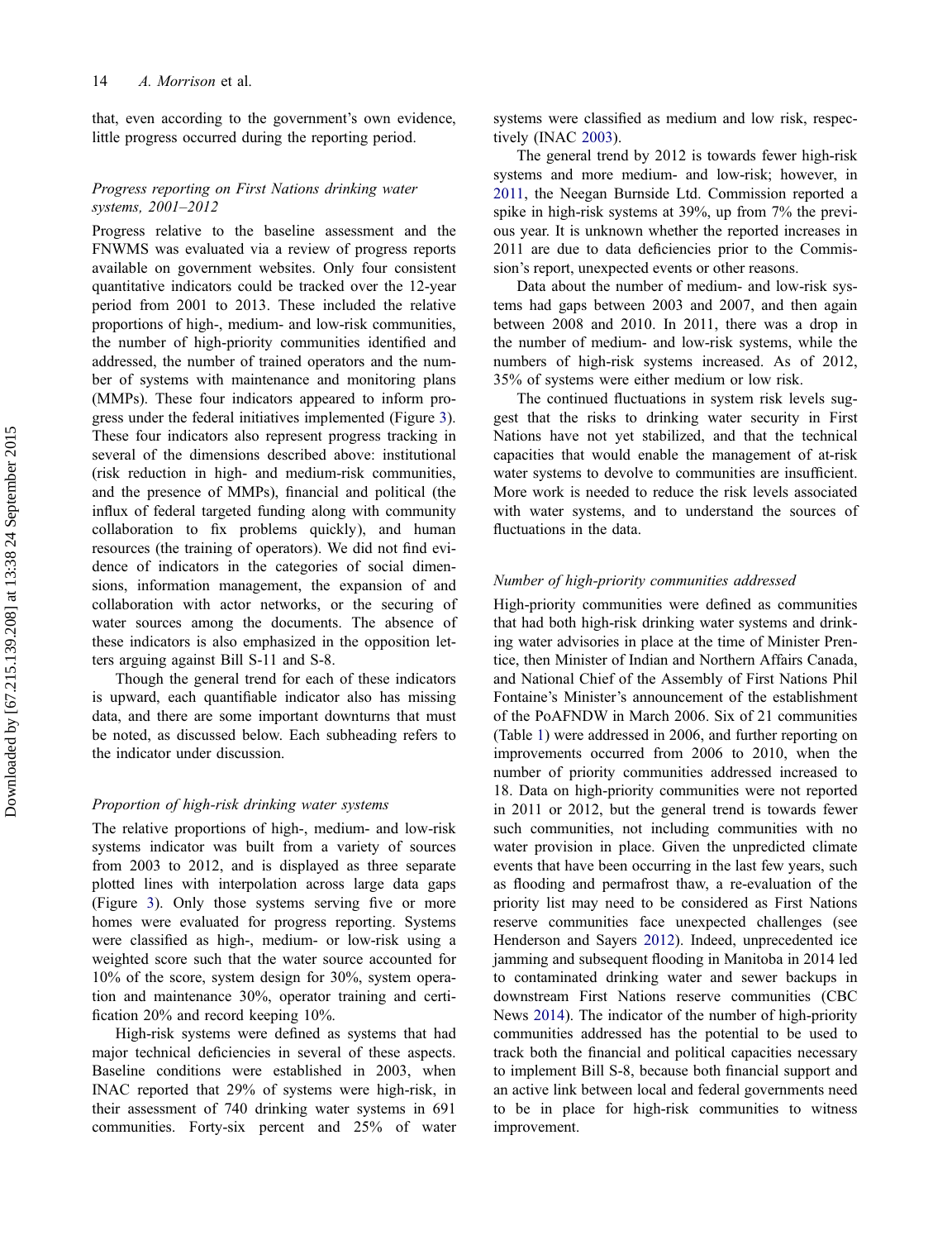that, even according to the government's own evidence, little progress occurred during the reporting period.

### *Progress reporting on First Nations drinking water systems, 2001–2012*

Progress relative to the baseline assessment and the FNWMS was evaluated via a review of progress reports available on government websites. Only four consistent quantitative indicators could be tracked over the 12-year period from 2001 to 2013. These included the relative proportions of high-, medium- and low-risk communities, the number of high-priority communities identified and addressed, the number of trained operators and the number of systems with maintenance and monitoring plans (MMPs). These four indicators appeared to inform progress under the federal initiatives implemented (Figure 3). These four indicators also represent progress tracking in several of the dimensions described above: institutional (risk reduction in high- and medium-risk communities, and the presence of MMPs), financial and political (the influx of federal targeted funding along with community collaboration to fix problems quickly), and human resources (the training of operators). We did not find evidence of indicators in the categories of social dimensions, information management, the expansion of and collaboration with actor networks, or the securing of water sources among the documents. The absence of these indicators is also emphasized in the opposition letters arguing against Bill S-11 and S-8.

Though the general trend for each of these indicators is upward, each quantifiable indicator also has missing data, and there are some important downturns that must be noted, as discussed below. Each subheading refers to the indicator under discussion.

### *Proportion of high-risk drinking water systems*

The relative proportions of high-, medium- and low-risk systems indicator was built from a variety of sources from 2003 to 2012, and is displayed as three separate plotted lines with interpolation across large data gaps (Figure 3). Only those systems serving five or more homes were evaluated for progress reporting. Systems were classified as high-, medium- or low-risk using a weighted score such that the water source accounted for 10% of the score, system design for 30%, system operation and maintenance 30%, operator training and certification 20% and record keeping 10%.

High-risk systems were defined as systems that had major technical deficiencies in several of these aspects. Baseline conditions were established in 2003, when INAC reported that 29% of systems were high-risk, in their assessment of 740 drinking water systems in 691 communities. Forty-six percent and 25% of water systems were classified as medium and low risk, respectively (INAC 2003).

The general trend by 2012 is towards fewer high-risk systems and more medium- and low-risk; however, in 2011, the Neegan Burnside Ltd. Commission reported a spike in high-risk systems at 39%, up from 7% the previous year. It is unknown whether the reported increases in 2011 are due to data deficiencies prior to the Commission's report, unexpected events or other reasons.

Data about the number of medium- and low-risk systems had gaps between 2003 and 2007, and then again between 2008 and 2010. In 2011, there was a drop in the number of medium- and low-risk systems, while the numbers of high-risk systems increased. As of 2012, 35% of systems were either medium or low risk.

The continued fluctuations in system risk levels suggest that the risks to drinking water security in First Nations have not yet stabilized, and that the technical capacities that would enable the management of at-risk water systems to devolve to communities are insufficient. More work is needed to reduce the risk levels associated with water systems, and to understand the sources of fluctuations in the data.

### *Number of high-priority communities addressed*

High-priority communities were defined as communities that had both high-risk drinking water systems and drinking water advisories in place at the time of Minister Prentice, then Minister of Indian and Northern Affairs Canada, and National Chief of the Assembly of First Nations Phil Fontaine's Minister's announcement of the establishment of the PoAFNDW in March 2006. Six of 21 communities (Table 1) were addressed in 2006, and further reporting on improvements occurred from 2006 to 2010, when the number of priority communities addressed increased to 18. Data on high-priority communities were not reported in 2011 or 2012, but the general trend is towards fewer such communities, not including communities with no water provision in place. Given the unpredicted climate events that have been occurring in the last few years, such as flooding and permafrost thaw, a re-evaluation of the priority list may need to be considered as First Nations reserve communities face unexpected challenges (see Henderson and Sayers 2012). Indeed, unprecedented ice jamming and subsequent flooding in Manitoba in 2014 led to contaminated drinking water and sewer backups in downstream First Nations reserve communities (CBC News 2014). The indicator of the number of high-priority communities addressed has the potential to be used to track both the financial and political capacities necessary to implement Bill S-8, because both financial support and an active link between local and federal governments need to be in place for high-risk communities to witness improvement.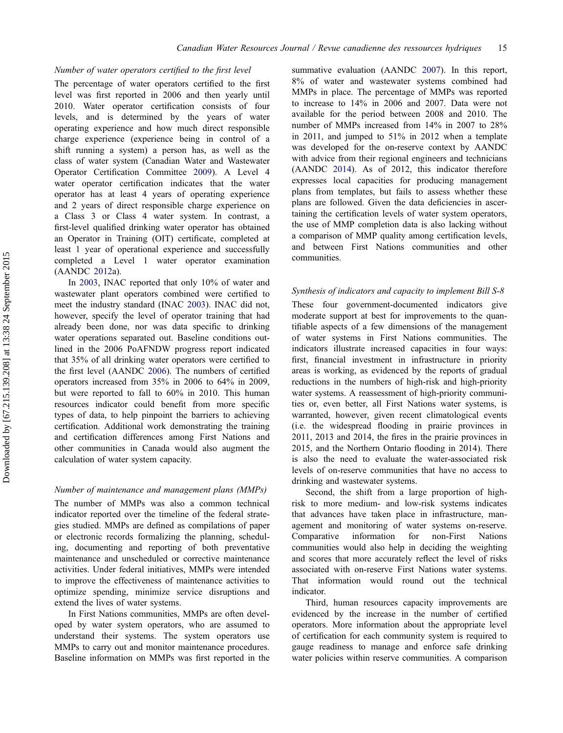### *Number of water operators certified to the first level*

The percentage of water operators certified to the first level was first reported in 2006 and then yearly until 2010. Water operator certification consists of four levels, and is determined by the years of water operating experience and how much direct responsible charge experience (experience being in control of a shift running a system) a person has, as well as the class of water system (Canadian Water and Wastewater Operator Certification Committee 2009). A Level 4 water operator certification indicates that the water operator has at least 4 years of operating experience and 2 years of direct responsible charge experience on a Class 3 or Class 4 water system. In contrast, a first-level qualified drinking water operator has obtained an Operator in Training (OIT) certificate, completed at least 1 year of operational experience and successfully completed a Level 1 water operator examination (AANDC 2012a).

In 2003, INAC reported that only 10% of water and wastewater plant operators combined were certified to meet the industry standard (INAC 2003). INAC did not, however, specify the level of operator training that had already been done, nor was data specific to drinking water operations separated out. Baseline conditions outlined in the 2006 PoAFNDW progress report indicated that 35% of all drinking water operators were certified to the first level (AANDC 2006). The numbers of certified operators increased from 35% in 2006 to 64% in 2009, but were reported to fall to 60% in 2010. This human resources indicator could benefit from more specific types of data, to help pinpoint the barriers to achieving certification. Additional work demonstrating the training and certification differences among First Nations and other communities in Canada would also augment the calculation of water system capacity.

### *Number of maintenance and management plans (MMPs)*

The number of MMPs was also a common technical indicator reported over the timeline of the federal strategies studied. MMPs are defined as compilations of paper or electronic records formalizing the planning, scheduling, documenting and reporting of both preventative maintenance and unscheduled or corrective maintenance activities. Under federal initiatives, MMPs were intended to improve the effectiveness of maintenance activities to optimize spending, minimize service disruptions and extend the lives of water systems.

In First Nations communities, MMPs are often developed by water system operators, who are assumed to understand their systems. The system operators use MMPs to carry out and monitor maintenance procedures. Baseline information on MMPs was first reported in the summative evaluation (AANDC 2007). In this report, 8% of water and wastewater systems combined had MMPs in place. The percentage of MMPs was reported to increase to 14% in 2006 and 2007. Data were not available for the period between 2008 and 2010. The number of MMPs increased from 14% in 2007 to 28% in 2011, and jumped to 51% in 2012 when a template was developed for the on-reserve context by AANDC with advice from their regional engineers and technicians (AANDC 2014). As of 2012, this indicator therefore expresses local capacities for producing management plans from templates, but fails to assess whether these plans are followed. Given the data deficiencies in ascertaining the certification levels of water system operators, the use of MMP completion data is also lacking without a comparison of MMP quality among certification levels, and between First Nations communities and other communities.

### *Synthesis of indicators and capacity to implement Bill S-8*

These four government-documented indicators give moderate support at best for improvements to the quantifiable aspects of a few dimensions of the management of water systems in First Nations communities. The indicators illustrate increased capacities in four ways: first, financial investment in infrastructure in priority areas is working, as evidenced by the reports of gradual reductions in the numbers of high-risk and high-priority water systems. A reassessment of high-priority communities or, even better, all First Nations water systems, is warranted, however, given recent climatological events (i.e. the widespread flooding in prairie provinces in 2011, 2013 and 2014, the fires in the prairie provinces in 2015, and the Northern Ontario flooding in 2014). There is also the need to evaluate the water-associated risk levels of on-reserve communities that have no access to drinking and wastewater systems.

Second, the shift from a large proportion of high-risk to more medium- and low-risk systems indicates that advances have taken place in infrastructure, management and monitoring of water systems on-reserve. Comparative information for non-First Nations communities would also help in deciding the weighting and scores that more accurately reflect the level of risks associated with on-reserve First Nations water systems. That information would round out the technical indicator.

Third, human resources capacity improvements are evidenced by the increase in the number of certified operators. More information about the appropriate level of certification for each community system is required to gauge readiness to manage and enforce safe drinking water policies within reserve communities. A comparison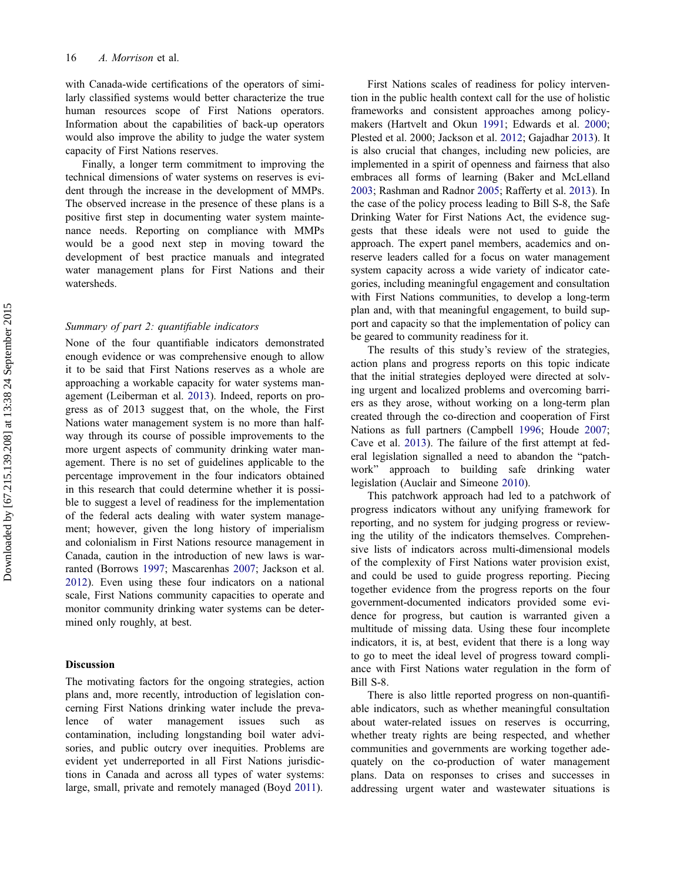with Canada-wide certifications of the operators of similarly classified systems would better characterize the true human resources scope of First Nations operators. Information about the capabilities of back-up operators would also improve the ability to judge the water system capacity of First Nations reserves.

Finally, a longer term commitment to improving the technical dimensions of water systems on reserves is evident through the increase in the development of MMPs. The observed increase in the presence of these plans is a positive first step in documenting water system maintenance needs. Reporting on compliance with MMPs would be a good next step in moving toward the development of best practice manuals and integrated water management plans for First Nations and their watersheds.

### *Summary of part 2: quantifiable indicators*

None of the four quantifiable indicators demonstrated enough evidence or was comprehensive enough to allow it to be said that First Nations reserves as a whole are approaching a workable capacity for water systems management (Leiberman et al. 2013). Indeed, reports on progress as of 2013 suggest that, on the whole, the First Nations water management system is no more than halfway through its course of possible improvements to the more urgent aspects of community drinking water management. There is no set of guidelines applicable to the percentage improvement in the four indicators obtained in this research that could determine whether it is possible to suggest a level of readiness for the implementation of the federal acts dealing with water system management; however, given the long history of imperialism and colonialism in First Nations resource management in Canada, caution in the introduction of new laws is warranted (Borrows 1997; Mascarenhas 2007; Jackson et al. 2012). Even using these four indicators on a national scale, First Nations community capacities to operate and monitor community drinking water systems can be determined only roughly, at best.

## Discussion

The motivating factors for the ongoing strategies, action plans and, more recently, introduction of legislation concerning First Nations drinking water include the prevalence of water management issues such as contamination, including longstanding boil water advisories, and public outcry over inequities. Problems are evident yet underreported in all First Nations jurisdictions in Canada and across all types of water systems: large, small, private and remotely managed (Boyd 2011).

First Nations scales of readiness for policy intervention in the public health context call for the use of holistic frameworks and consistent approaches among policymakers (Hartvelt and Okun 1991; Edwards et al. 2000; Plested et al. 2000; Jackson et al. 2012; Gajadhar 2013). It is also crucial that changes, including new policies, are implemented in a spirit of openness and fairness that also embraces all forms of learning (Baker and McLelland 2003; Rashman and Radnor 2005; Rafferty et al. 2013). In the case of the policy process leading to Bill S-8, the Safe Drinking Water for First Nations Act, the evidence suggests that these ideals were not used to guide the approach. The expert panel members, academics and on-reserve leaders called for a focus on water management system capacity across a wide variety of indicator categories, including meaningful engagement and consultation with First Nations communities, to develop a long-term plan and, with that meaningful engagement, to build support and capacity so that the implementation of policy can be geared to community readiness for it.

The results of this study's review of the strategies, action plans and progress reports on this topic indicate that the initial strategies deployed were directed at solving urgent and localized problems and overcoming barriers as they arose, without working on a long-term plan created through the co-direction and cooperation of First Nations as full partners (Campbell 1996; Houde 2007; Cave et al. 2013). The failure of the first attempt at federal legislation signalled a need to abandon the "patchwork" approach to building safe drinking water legislation (Auclair and Simeone 2010).

This patchwork approach had led to a patchwork of progress indicators without any unifying framework for reporting, and no system for judging progress or reviewing the utility of the indicators themselves. Comprehensive lists of indicators across multi-dimensional models of the complexity of First Nations water provision exist, and could be used to guide progress reporting. Piecing together evidence from the progress reports on the four government-documented indicators provided some evidence for progress, but caution is warranted given a multitude of missing data. Using these four incomplete indicators, it is, at best, evident that there is a long way to go to meet the ideal level of progress toward compliance with First Nations water regulation in the form of Bill S-8.

There is also little reported progress on non-quantifiable indicators, such as whether meaningful consultation about water-related issues on reserves is occurring, whether treaty rights are being respected, and whether communities and governments are working together adequately on the co-production of water management plans. Data on responses to crises and successes in addressing urgent water and wastewater situations is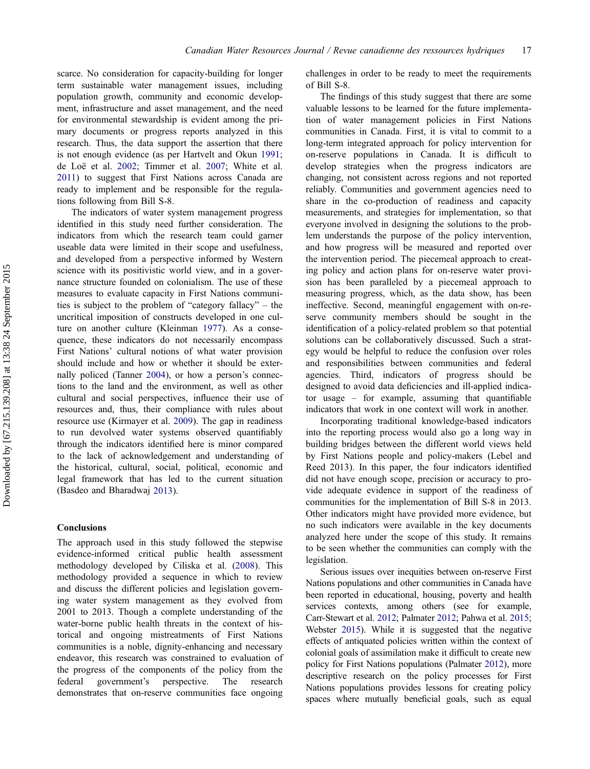scarce. No consideration for capacity-building for longer term sustainable water management issues, including population growth, community and economic development, infrastructure and asset management, and the need for environmental stewardship is evident among the primary documents or progress reports analyzed in this research. Thus, the data support the assertion that there is not enough evidence (as per Hartvelt and Okun 1991; de Loë et al. 2002; Timmer et al. 2007; White et al. 2011) to suggest that First Nations across Canada are ready to implement and be responsible for the regulations following from Bill S-8.

The indicators of water system management progress identified in this study need further consideration. The indicators from which the research team could garner useable data were limited in their scope and usefulness, and developed from a perspective informed by Western science with its positivistic world view, and in a governance structure founded on colonialism. The use of these measures to evaluate capacity in First Nations communities is subject to the problem of "category fallacy" – the uncritical imposition of constructs developed in one culture on another culture (Kleinman 1977). As a consequence, these indicators do not necessarily encompass First Nations' cultural notions of what water provision should include and how or whether it should be externally policed (Tanner 2004), or how a person's connections to the land and the environment, as well as other cultural and social perspectives, influence their use of resources and, thus, their compliance with rules about resource use (Kirmayer et al. 2009). The gap in readiness to run devolved water systems observed quantifiably through the indicators identified here is minor compared to the lack of acknowledgement and understanding of the historical, cultural, social, political, economic and legal framework that has led to the current situation (Basdeo and Bharadwaj 2013).

## Conclusions

The approach used in this study followed the stepwise evidence-informed critical public health assessment methodology developed by Ciliska et al. (2008). This methodology provided a sequence in which to review and discuss the different policies and legislation governing water system management as they evolved from 2001 to 2013. Though a complete understanding of the water-borne public health threats in the context of historical and ongoing mistreatments of First Nations communities is a noble, dignity-enhancing and necessary endeavor, this research was constrained to evaluation of the progress of the components of the policy from the federal government's perspective. The research demonstrates that on-reserve communities face ongoing challenges in order to be ready to meet the requirements of Bill S-8.

The findings of this study suggest that there are some valuable lessons to be learned for the future implementation of water management policies in First Nations communities in Canada. First, it is vital to commit to a long-term integrated approach for policy intervention for on-reserve populations in Canada. It is difficult to develop strategies when the progress indicators are changing, not consistent across regions and not reported reliably. Communities and government agencies need to share in the co-production of readiness and capacity measurements, and strategies for implementation, so that everyone involved in designing the solutions to the problem understands the purpose of the policy intervention, and how progress will be measured and reported over the intervention period. The piecemeal approach to creating policy and action plans for on-reserve water provision has been paralleled by a piecemeal approach to measuring progress, which, as the data show, has been ineffective. Second, meaningful engagement with on-reserve community members should be sought in the identification of a policy-related problem so that potential solutions can be collaboratively discussed. Such a strategy would be helpful to reduce the confusion over roles and responsibilities between communities and federal agencies. Third, indicators of progress should be designed to avoid data deficiencies and ill-applied indicator usage – for example, assuming that quantifiable indicators that work in one context will work in another.

Incorporating traditional knowledge-based indicators into the reporting process would also go a long way in building bridges between the different world views held by First Nations people and policy-makers (Lebel and Reed 2013). In this paper, the four indicators identified did not have enough scope, precision or accuracy to provide adequate evidence in support of the readiness of communities for the implementation of Bill S-8 in 2013. Other indicators might have provided more evidence, but no such indicators were available in the key documents analyzed here under the scope of this study. It remains to be seen whether the communities can comply with the legislation.

Serious issues over inequities between on-reserve First Nations populations and other communities in Canada have been reported in educational, housing, poverty and health services contexts, among others (see for example, Carr-Stewart et al. 2012; Palmater 2012; Pahwa et al. 2015; Webster 2015). While it is suggested that the negative effects of antiquated policies written within the context of colonial goals of assimilation make it difficult to create new policy for First Nations populations (Palmater 2012), more descriptive research on the policy processes for First Nations populations provides lessons for creating policy spaces where mutually beneficial goals, such as equal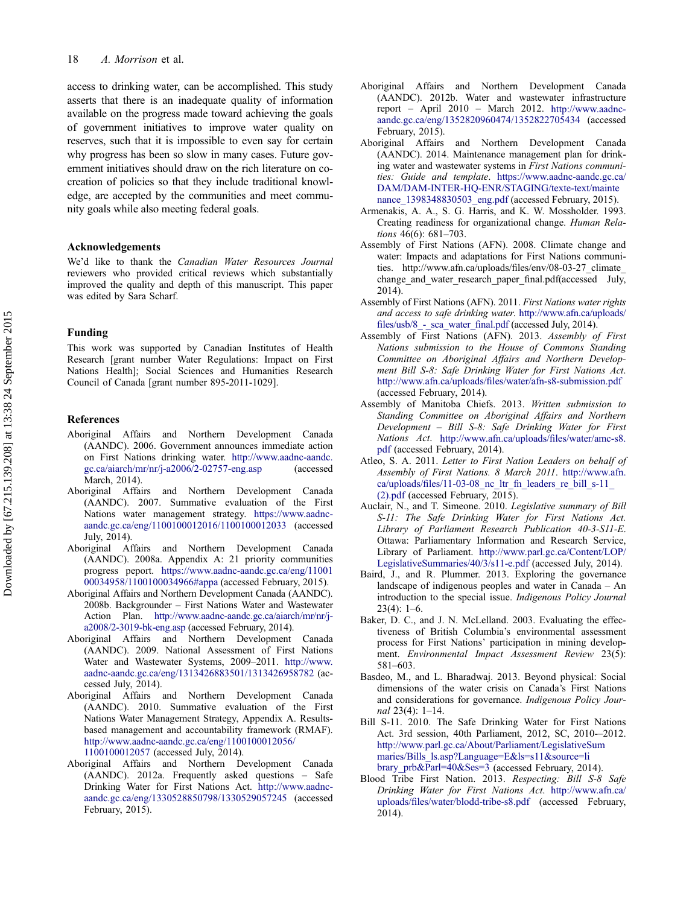access to drinking water, can be accomplished. This study asserts that there is an inadequate quality of information available on the progress made toward achieving the goals of government initiatives to improve water quality on reserves, such that it is impossible to even say for certain why progress has been so slow in many cases. Future government initiatives should draw on the rich literature on co-creation of policies so that they include traditional knowledge, are accepted by the communities and meet community goals while also meeting federal goals.

## Acknowledgements

We'd like to thank the *Canadian Water Resources Journal* reviewers who provided critical reviews which substantially improved the quality and depth of this manuscript. This paper was edited by Sara Scharf.

## Funding

This work was supported by Canadian Institutes of Health Research [grant number Water Regulations: Impact on First Nations Health]; Social Sciences and Humanities Research Council of Canada [grant number 895-2011-1029].

## References

Aboriginal Affairs and Northern Development Canada (AANDC). 2006. Government announces immediate action on First Nations drinking water. http://www.aadnc-aandc.gc.ca/aiarch/mr/nr/j-a2006/2-02757-eng.asp (accessed March, 2014).

Aboriginal Affairs and Northern Development Canada (AANDC). 2007. Summative evaluation of the First Nations water management strategy. https://www.aadnc-aandc.gc.ca/eng/1100100012016/1100100012033 (accessed July, 2014).

Aboriginal Affairs and Northern Development Canada (AANDC). 2008a. Appendix A: 21 priority communities progress peport. https://www.aadnc-aandc.gc.ca/eng/1100100034958/1100100034966#appa (accessed February, 2015).

Aboriginal Affairs and Northern Development Canada (AANDC). 2008b. Backgrounder – First Nations Water and Wastewater Action Plan. http://www.aadnc-aandc.gc.ca/aiarch/mr/nr/j-a2008/2-3019-bk-eng.asp (accessed February, 2014).

Aboriginal Affairs and Northern Development Canada (AANDC). 2009. National Assessment of First Nations Water and Wastewater Systems, 2009–2011. http://www.aadnc-aandc.gc.ca/eng/1313426883501/1313426958782 (accessed July, 2014).

Aboriginal Affairs and Northern Development Canada (AANDC). 2010. Summative evaluation of the First Nations Water Management Strategy, Appendix A. Results-based management and accountability framework (RMAF). http://www.aadnc-aandc.gc.ca/eng/1100100012056/1100100012057 (accessed July, 2014).

Aboriginal Affairs and Northern Development Canada (AANDC). 2012a. Frequently asked questions – Safe Drinking Water for First Nations Act. http://www.aadnc-aandc.gc.ca/eng/1330528850798/1330529075245 (accessed February, 2015).

Aboriginal Affairs and Northern Development Canada (AANDC). 2012b. Water and wastewater infrastructure report – April 2010 – March 2012. http://www.aadnc-aandc.gc.ca/eng/1352820960474/1352822705434 (accessed February, 2015).

Aboriginal Affairs and Northern Development Canada (AANDC). 2014. Maintenance management plan for drinking water and wastewater systems in *First Nations communities: Guide and template*. https://www.aadnc-aandc.gc.ca/DAM/DAM-INTER-HQ-ENR/STAGING/texte-text/maintenance_1398348830503_eng.pdf (accessed February, 2015).

Armenakis, A. A., S. G. Harris, and K. W. Mossholder. 1993. Creating readiness for organizational change. *Human Relations* 46(6): 681–703.

Assembly of First Nations (AFN). 2008. Climate change and water: Impacts and adaptations for First Nations communities. http://www.afn.ca/uploads/files/env/08-03-27_climate_change_and_water_research_paper_final.pdf(accessed July, 2014).

Assembly of First Nations (AFN). 2011. *First Nations water rights and access to safe drinking water*. http://www.afn.ca/uploads/files/usb/8_-_sca_water_final.pdf (accessed July, 2014).

Assembly of First Nations (AFN). 2013. *Assembly of First Nations submission to the House of Commons Standing Committee on Aboriginal Affairs and Northern Development Bill S-8: Safe Drinking Water for First Nations Act*. http://www.afn.ca/uploads/files/water/afn-s8-submission.pdf (accessed February, 2014).

Assembly of Manitoba Chiefs. 2013. *Written submission to Standing Committee on Aboriginal Affairs and Northern Development – Bill S-8: Safe Drinking Water for First Nations Act*. http://www.afn.ca/uploads/files/water/amc-s8.pdf (accessed February, 2014).

Atleo, S. A. 2011. *Letter to First Nation Leaders on behalf of Assembly of First Nations. 8 March 2011*. http://www.afn.ca/uploads/files/11-03-08_nc_ltr_fn_leaders_re_bill_s-11_(2).pdf (accessed February, 2015).

Auclair, N., and T. Simeone. 2010. *Legislative summary of Bill S-11: The Safe Drinking Water for First Nations Act. Library of Parliament Research Publication 40-3-S11-E*. Ottawa: Parliamentary Information and Research Service, Library of Parliament. http://www.parl.gc.ca/Content/LOP/LegislativeSummaries/40/3/s11-e.pdf (accessed July, 2014).

Baird, J., and R. Plummer. 2013. Exploring the governance landscape of indigenous peoples and water in Canada – An introduction to the special issue. *Indigenous Policy Journal* 23(4): 1–6.

Baker, D. C., and J. N. McLelland. 2003. Evaluating the effectiveness of British Columbia's environmental assessment process for First Nations' participation in mining development. *Environmental Impact Assessment Review* 23(5): 581–603.

Basdeo, M., and L. Bharadwaj. 2013. Beyond physical: Social dimensions of the water crisis on Canada's First Nations and considerations for governance. *Indigenous Policy Journal* 23(4): 1–14.

Bill S-11. 2010. The Safe Drinking Water for First Nations Act. 3rd session, 40th Parliament, 2012, SC, 2010-–2012. http://www.parl.gc.ca/About/Parliament/LegislativeSummaries/Bills_ls.asp?Language=E&ls=s11&source=library_prb&Parl=40&Ses=3 (accessed February, 2014).

Blood Tribe First Nation. 2013. *Respecting: Bill S-8 Safe Drinking Water for First Nations Act*. http://www.afn.ca/uploads/files/water/blodd-tribe-s8.pdf (accessed February, 2014).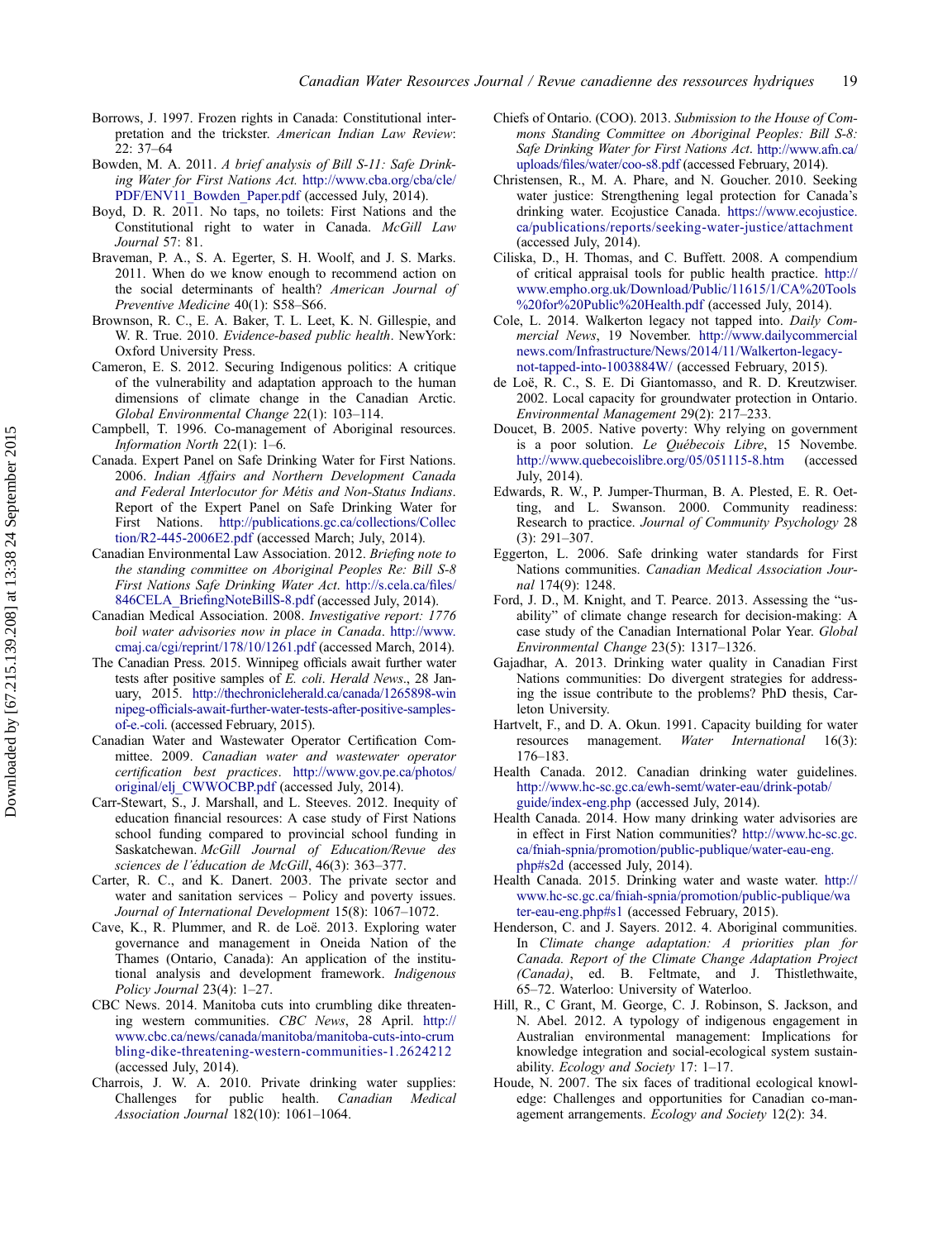Borrows, J. 1997. Frozen rights in Canada: Constitutional interpretation and the trickster. *American Indian Law Review*: 22: 37–64

Bowden, M. A. 2011. *A brief analysis of Bill S-11: Safe Drinking Water for First Nations Act.* http://www.cba.org/cba/cle/PDF/ENV11_Bowden_Paper.pdf (accessed July, 2014).

Boyd, D. R. 2011. No taps, no toilets: First Nations and the Constitutional right to water in Canada. *McGill Law Journal* 57: 81.

Braveman, P. A., S. A. Egerter, S. H. Woolf, and J. S. Marks. 2011. When do we know enough to recommend action on the social determinants of health? *American Journal of Preventive Medicine* 40(1): S58–S66.

Brownson, R. C., E. A. Baker, T. L. Leet, K. N. Gillespie, and W. R. True. 2010. *Evidence-based public health*. NewYork: Oxford University Press.

Cameron, E. S. 2012. Securing Indigenous politics: A critique of the vulnerability and adaptation approach to the human dimensions of climate change in the Canadian Arctic. *Global Environmental Change* 22(1): 103–114.

Campbell, T. 1996. Co-management of Aboriginal resources. *Information North* 22(1): 1–6.

Canada. Expert Panel on Safe Drinking Water for First Nations. 2006. *Indian Affairs and Northern Development Canada and Federal Interlocutor for Métis and Non-Status Indians*. Report of the Expert Panel on Safe Drinking Water for First Nations. http://publications.gc.ca/collections/Collection/R2-445-2006E2.pdf (accessed March; July, 2014).

Canadian Environmental Law Association. 2012. *Briefing note to the standing committee on Aboriginal Peoples Re: Bill S-8 First Nations Safe Drinking Water Act*. http://s.cela.ca/files/846CELA_BriefingNoteBillS-8.pdf (accessed July, 2014).

Canadian Medical Association. 2008. *Investigative report: 1776 boil water advisories now in place in Canada*. http://www.cmaj.ca/cgi/reprint/178/10/1261.pdf (accessed March, 2014).

The Canadian Press. 2015. Winnipeg officials await further water tests after positive samples of *E. coli*. *Herald News*., 28 January, 2015. http://thechronicleherald.ca/canada/1265898-winnipeg-officials-await-further-water-tests-after-positive-samples-of-e.-coli. (accessed February, 2015).

Canadian Water and Wastewater Operator Certification Committee. 2009. *Canadian water and wastewater operator certification best practices*. http://www.gov.pe.ca/photos/original/elj_CWWOCBP.pdf (accessed July, 2014).

Carr-Stewart, S., J. Marshall, and L. Steeves. 2012. Inequity of education financial resources: A case study of First Nations school funding compared to provincial school funding in Saskatchewan. *McGill Journal of Education/Revue des sciences de l'éducation de McGill*, 46(3): 363–377.

Carter, R. C., and K. Danert. 2003. The private sector and water and sanitation services – Policy and poverty issues. *Journal of International Development* 15(8): 1067–1072.

Cave, K., R. Plummer, and R. de Loë. 2013. Exploring water governance and management in Oneida Nation of the Thames (Ontario, Canada): An application of the institutional analysis and development framework. *Indigenous Policy Journal* 23(4): 1–27.

CBC News. 2014. Manitoba cuts into crumbling dike threatening western communities. *CBC News*, 28 April. http://www.cbc.ca/news/canada/manitoba/manitoba-cuts-into-crumbling-dike-threatening-western-communities-1.2624212 (accessed July, 2014).

Charrois, J. W. A. 2010. Private drinking water supplies: Challenges for public health. *Canadian Medical Association Journal* 182(10): 1061–1064.

Chiefs of Ontario. (COO). 2013. *Submission to the House of Commons Standing Committee on Aboriginal Peoples: Bill S-8: Safe Drinking Water for First Nations Act*. http://www.afn.ca/uploads/files/water/coo-s8.pdf (accessed February, 2014).

Christensen, R., M. A. Phare, and N. Goucher. 2010. Seeking water justice: Strengthening legal protection for Canada's drinking water. Ecojustice Canada. https://www.ecojustice.ca/publications/reports/seeking-water-justice/attachment (accessed July, 2014).

Ciliska, D., H. Thomas, and C. Buffett. 2008. A compendium of critical appraisal tools for public health practice. http://www.empho.org.uk/Download/Public/11615/1/CA%20Tools%20for%20Public%20Health.pdf (accessed July, 2014).

Cole, L. 2014. Walkerton legacy not tapped into. *Daily Commercial News*, 19 November. http://www.dailycommercialnews.com/Infrastructure/News/2014/11/Walkerton-legacy-not-tapped-into-1003884W/ (accessed February, 2015).

de Loë, R. C., S. E. Di Giantomasso, and R. D. Kreutzwiser. 2002. Local capacity for groundwater protection in Ontario. *Environmental Management* 29(2): 217–233.

Doucet, B. 2005. Native poverty: Why relying on government is a poor solution. *Le Québecois Libre*, 15 Novembe. http://www.quebecoislibre.org/05/051115-8.htm (accessed July, 2014).

Edwards, R. W., P. Jumper-Thurman, B. A. Plested, E. R. Oetting, and L. Swanson. 2000. Community readiness: Research to practice. *Journal of Community Psychology* 28 (3): 291–307.

Eggerton, L. 2006. Safe drinking water standards for First Nations communities. *Canadian Medical Association Journal* 174(9): 1248.

Ford, J. D., M. Knight, and T. Pearce. 2013. Assessing the "usability" of climate change research for decision-making: A case study of the Canadian International Polar Year. *Global Environmental Change* 23(5): 1317–1326.

Gajadhar, A. 2013. Drinking water quality in Canadian First Nations communities: Do divergent strategies for addressing the issue contribute to the problems? PhD thesis, Carleton University.

Hartvelt, F., and D. A. Okun. 1991. Capacity building for water resources management. *Water International* 16(3): 176–183.

Health Canada. 2012. Canadian drinking water guidelines. http://www.hc-sc.gc.ca/ewh-semt/water-eau/drink-potab/guide/index-eng.php (accessed July, 2014).

Health Canada. 2014. How many drinking water advisories are in effect in First Nation communities? http://www.hc-sc.gc.ca/fniah-spnia/promotion/public-publique/water-eau-eng.php#s2d (accessed July, 2014).

Health Canada. 2015. Drinking water and waste water. http://www.hc-sc.gc.ca/fniah-spnia/promotion/public-publique/water-eau-eng.php#s1 (accessed February, 2015).

Henderson, C. and J. Sayers. 2012. 4. Aboriginal communities. In *Climate change adaptation: A priorities plan for Canada. Report of the Climate Change Adaptation Project (Canada)*, ed. B. Feltmate, and J. Thistlethwaite, 65–72. Waterloo: University of Waterloo.

Hill, R., C Grant, M. George, C. J. Robinson, S. Jackson, and N. Abel. 2012. A typology of indigenous engagement in Australian environmental management: Implications for knowledge integration and social-ecological system sustainability. *Ecology and Society* 17: 1–17.

Houde, N. 2007. The six faces of traditional ecological knowledge: Challenges and opportunities for Canadian co-management arrangements. *Ecology and Society* 12(2): 34.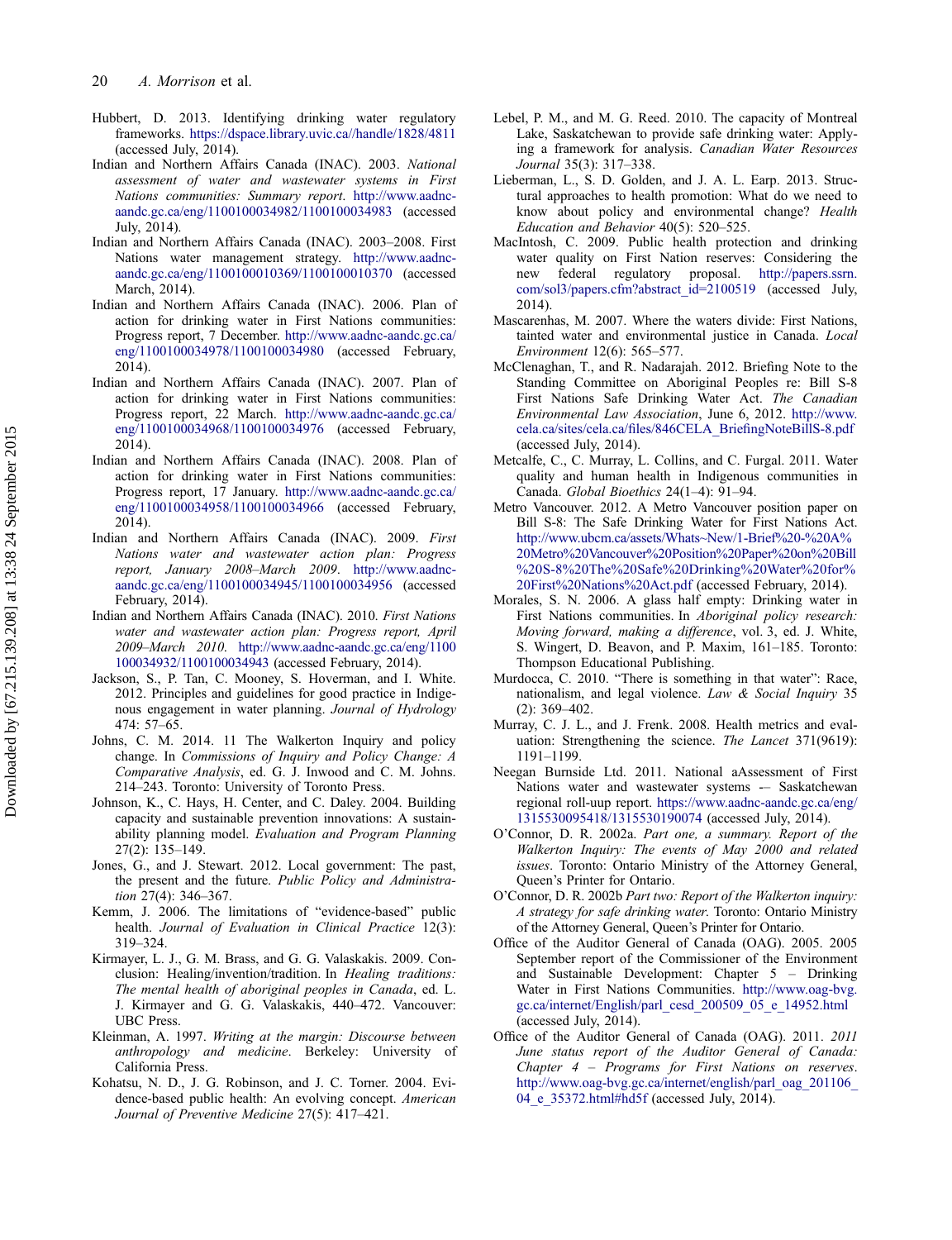Hubbert, D. 2013. Identifying drinking water regulatory frameworks. https://dspace.library.uvic.ca//handle/1828/4811 (accessed July, 2014).

Indian and Northern Affairs Canada (INAC). 2003. *National assessment of water and wastewater systems in First Nations communities: Summary report*. http://www.aadnc-aandc.gc.ca/eng/1100100034982/1100100034983 (accessed July, 2014).

Indian and Northern Affairs Canada (INAC). 2003–2008. First Nations water management strategy. http://www.aadnc-aandc.gc.ca/eng/1100100010369/1100100010370 (accessed March, 2014).

Indian and Northern Affairs Canada (INAC). 2006. Plan of action for drinking water in First Nations communities: Progress report, 7 December. http://www.aadnc-aandc.gc.ca/eng/1100100034978/1100100034980 (accessed February, 2014).

Indian and Northern Affairs Canada (INAC). 2007. Plan of action for drinking water in First Nations communities: Progress report, 22 March. http://www.aadnc-aandc.gc.ca/eng/1100100034968/1100100034976 (accessed February, 2014).

Indian and Northern Affairs Canada (INAC). 2008. Plan of action for drinking water in First Nations communities: Progress report, 17 January. http://www.aadnc-aandc.gc.ca/eng/1100100034958/1100100034966 (accessed February, 2014).

Indian and Northern Affairs Canada (INAC). 2009. *First Nations water and wastewater action plan: Progress report, January 2008–March 2009*. http://www.aadnc-aandc.gc.ca/eng/1100100034945/1100100034956 (accessed February, 2014).

Indian and Northern Affairs Canada (INAC). 2010. *First Nations water and wastewater action plan: Progress report, April 2009–March 2010*. http://www.aadnc-aandc.gc.ca/eng/1100100034932/1100100034943 (accessed February, 2014).

Jackson, S., P. Tan, C. Mooney, S. Hoverman, and I. White. 2012. Principles and guidelines for good practice in Indigenous engagement in water planning. *Journal of Hydrology* 474: 57–65.

Johns, C. M. 2014. 11 The Walkerton Inquiry and policy change. In *Commissions of Inquiry and Policy Change: A Comparative Analysis*, ed. G. J. Inwood and C. M. Johns. 214–243. Toronto: University of Toronto Press.

Johnson, K., C. Hays, H. Center, and C. Daley. 2004. Building capacity and sustainable prevention innovations: A sustainability planning model. *Evaluation and Program Planning* 27(2): 135–149.

Jones, G., and J. Stewart. 2012. Local government: The past, the present and the future. *Public Policy and Administration* 27(4): 346–367.

Kemm, J. 2006. The limitations of "evidence-based" public health. *Journal of Evaluation in Clinical Practice* 12(3): 319–324.

Kirmayer, L. J., G. M. Brass, and G. G. Valaskakis. 2009. Conclusion: Healing/invention/tradition. In *Healing traditions: The mental health of aboriginal peoples in Canada*, ed. L. J. Kirmayer and G. G. Valaskakis, 440–472. Vancouver: UBC Press.

Kleinman, A. 1997. *Writing at the margin: Discourse between anthropology and medicine*. Berkeley: University of California Press.

Kohatsu, N. D., J. G. Robinson, and J. C. Torner. 2004. Evidence-based public health: An evolving concept. *American Journal of Preventive Medicine* 27(5): 417–421.

Lebel, P. M., and M. G. Reed. 2010. The capacity of Montreal Lake, Saskatchewan to provide safe drinking water: Applying a framework for analysis. *Canadian Water Resources Journal* 35(3): 317–338.

Lieberman, L., S. D. Golden, and J. A. L. Earp. 2013. Structural approaches to health promotion: What do we need to know about policy and environmental change? *Health Education and Behavior* 40(5): 520–525.

MacIntosh, C. 2009. Public health protection and drinking water quality on First Nation reserves: Considering the new federal regulatory proposal. http://papers.ssrn.com/sol3/papers.cfm?abstract_id=2100519 (accessed July, 2014).

Mascarenhas, M. 2007. Where the waters divide: First Nations, tainted water and environmental justice in Canada. *Local Environment* 12(6): 565–577.

McClenaghan, T., and R. Nadarajah. 2012. Briefing Note to the Standing Committee on Aboriginal Peoples re: Bill S-8 First Nations Safe Drinking Water Act. *The Canadian Environmental Law Association*, June 6, 2012. http://www.cela.ca/sites/cela.ca/files/846CELA_BriefingNoteBillS-8.pdf (accessed July, 2014).

Metcalfe, C., C. Murray, L. Collins, and C. Furgal. 2011. Water quality and human health in Indigenous communities in Canada. *Global Bioethics* 24(1–4): 91–94.

Metro Vancouver. 2012. A Metro Vancouver position paper on Bill S-8: The Safe Drinking Water for First Nations Act. http://www.ubcm.ca/assets/Whats~New/1-Brief%20-%20A%20Metro%20Vancouver%20Position%20Paper%20on%20Bill%20S-8%20The%20Safe%20Drinking%20Water%20for%20First%20Nations%20Act.pdf (accessed February, 2014).

Morales, S. N. 2006. A glass half empty: Drinking water in First Nations communities. In *Aboriginal policy research: Moving forward, making a difference*, vol. 3, ed. J. White, S. Wingert, D. Beavon, and P. Maxim, 161–185. Toronto: Thompson Educational Publishing.

Murdocca, C. 2010. "There is something in that water": Race, nationalism, and legal violence. *Law & Social Inquiry* 35 (2): 369–402.

Murray, C. J. L., and J. Frenk. 2008. Health metrics and evaluation: Strengthening the science. *The Lancet* 371(9619): 1191–1199.

Neegan Burnside Ltd. 2011. National aAssessment of First Nations water and wastewater systems -– Saskatchewan regional roll-uup report. https://www.aadnc-aandc.gc.ca/eng/1315530095418/1315530190074 (accessed July, 2014).

O'Connor, D. R. 2002a. *Part one, a summary. Report of the Walkerton Inquiry: The events of May 2000 and related issues*. Toronto: Ontario Ministry of the Attorney General, Queen's Printer for Ontario.

O'Connor, D. R. 2002b *Part two: Report of the Walkerton inquiry: A strategy for safe drinking water*. Toronto: Ontario Ministry of the Attorney General, Queen's Printer for Ontario.

Office of the Auditor General of Canada (OAG). 2005. 2005 September report of the Commissioner of the Environment and Sustainable Development: Chapter 5 – Drinking Water in First Nations Communities. http://www.oag-bvg.gc.ca/internet/English/parl_cesd_200509_05_e_14952.html (accessed July, 2014).

Office of the Auditor General of Canada (OAG). 2011. *2011 June status report of the Auditor General of Canada: Chapter 4 – Programs for First Nations on reserves*. http://www.oag-bvg.gc.ca/internet/english/parl_oag_201106_04_e_35372.html#hd5f (accessed July, 2014).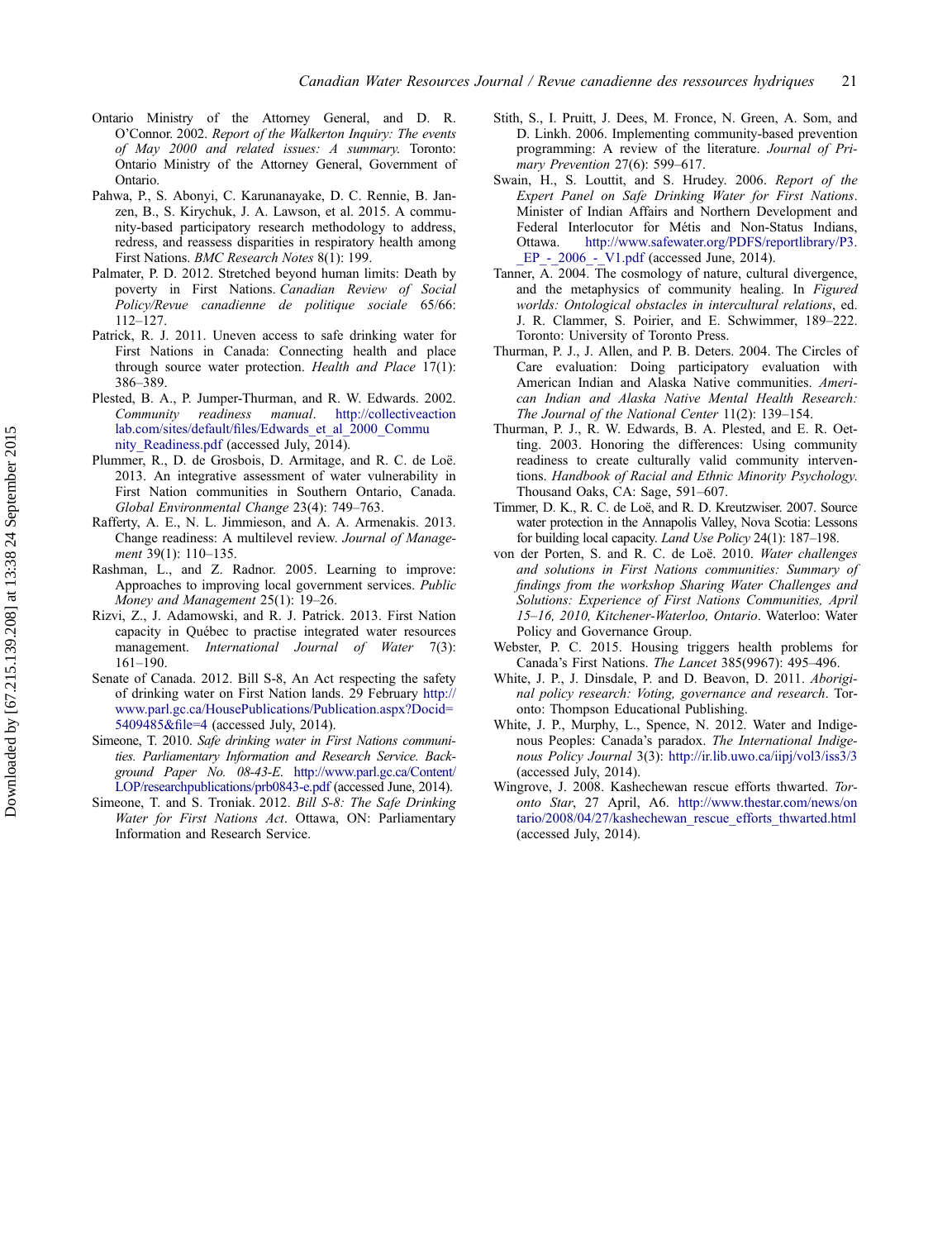Ontario Ministry of the Attorney General, and D. R. O'Connor. 2002. *Report of the Walkerton Inquiry: The events of May 2000 and related issues: A summary.* Toronto: Ontario Ministry of the Attorney General, Government of Ontario.

Pahwa, P., S. Abonyi, C. Karunanayake, D. C. Rennie, B. Janzen, B., S. Kirychuk, J. A. Lawson, et al. 2015. A community-based participatory research methodology to address, redress, and reassess disparities in respiratory health among First Nations. *BMC Research Notes* 8(1): 199.

Palmater, P. D. 2012. Stretched beyond human limits: Death by poverty in First Nations. *Canadian Review of Social Policy/Revue canadienne de politique sociale* 65/66: 112–127.

Patrick, R. J. 2011. Uneven access to safe drinking water for First Nations in Canada: Connecting health and place through source water protection. *Health and Place* 17(1): 386–389.

Plested, B. A., P. Jumper-Thurman, and R. W. Edwards. 2002. *Community readiness manual*. http://collectiveactionlab.com/sites/default/files/Edwards_et_al_2000_Community_Readiness.pdf (accessed July, 2014).

Plummer, R., D. de Grosbois, D. Armitage, and R. C. de Loë. 2013. An integrative assessment of water vulnerability in First Nation communities in Southern Ontario, Canada. *Global Environmental Change* 23(4): 749–763.

Rafferty, A. E., N. L. Jimmieson, and A. A. Armenakis. 2013. Change readiness: A multilevel review. *Journal of Management* 39(1): 110–135.

Rashman, L., and Z. Radnor. 2005. Learning to improve: Approaches to improving local government services. *Public Money and Management* 25(1): 19–26.

Rizvi, Z., J. Adamowski, and R. J. Patrick. 2013. First Nation capacity in Québec to practise integrated water resources management. *International Journal of Water* 7(3): 161–190.

Senate of Canada. 2012. Bill S-8, An Act respecting the safety of drinking water on First Nation lands. 29 February http://www.parl.gc.ca/HousePublications/Publication.aspx?Docid=5409485&file=4 (accessed July, 2014).

Simeone, T. 2010. *Safe drinking water in First Nations communities. Parliamentary Information and Research Service. Background Paper No. 08-43-E*. http://www.parl.gc.ca/Content/LOP/researchpublications/prb0843-e.pdf (accessed June, 2014).

Simeone, T. and S. Troniak. 2012. *Bill S-8: The Safe Drinking Water for First Nations Act*. Ottawa, ON: Parliamentary Information and Research Service.

Stith, S., I. Pruitt, J. Dees, M. Fronce, N. Green, A. Som, and D. Linkh. 2006. Implementing community-based prevention programming: A review of the literature. *Journal of Primary Prevention* 27(6): 599–617.

Swain, H., S. Louttit, and S. Hrudey. 2006. *Report of the Expert Panel on Safe Drinking Water for First Nations*. Minister of Indian Affairs and Northern Development and Federal Interlocutor for Métis and Non-Status Indians, Ottawa. http://www.safewater.org/PDFS/reportlibrary/P3._EP_-_2006_-_V1.pdf (accessed June, 2014).

Tanner, A. 2004. The cosmology of nature, cultural divergence, and the metaphysics of community healing. In *Figured worlds: Ontological obstacles in intercultural relations*, ed. J. R. Clammer, S. Poirier, and E. Schwimmer, 189–222. Toronto: University of Toronto Press.

Thurman, P. J., J. Allen, and P. B. Deters. 2004. The Circles of Care evaluation: Doing participatory evaluation with American Indian and Alaska Native communities. *American Indian and Alaska Native Mental Health Research: The Journal of the National Center* 11(2): 139–154.

Thurman, P. J., R. W. Edwards, B. A. Plested, and E. R. Oetting. 2003. Honoring the differences: Using community readiness to create culturally valid community interventions. *Handbook of Racial and Ethnic Minority Psychology.* Thousand Oaks, CA: Sage, 591–607.

Timmer, D. K., R. C. de Loë, and R. D. Kreutzwiser. 2007. Source water protection in the Annapolis Valley, Nova Scotia: Lessons for building local capacity. *Land Use Policy* 24(1): 187–198.

von der Porten, S. and R. C. de Loë. 2010. *Water challenges and solutions in First Nations communities: Summary of findings from the workshop Sharing Water Challenges and Solutions: Experience of First Nations Communities, April 15–16, 2010, Kitchener-Waterloo, Ontario*. Waterloo: Water Policy and Governance Group.

Webster, P. C. 2015. Housing triggers health problems for Canada's First Nations. *The Lancet* 385(9967): 495–496.

White, J. P., J. Dinsdale, P. and D. Beavon, D. 2011. *Aboriginal policy research: Voting, governance and research*. Toronto: Thompson Educational Publishing.

White, J. P., Murphy, L., Spence, N. 2012. Water and Indigenous Peoples: Canada's paradox. *The International Indigenous Policy Journal* 3(3): http://ir.lib.uwo.ca/iipj/vol3/iss3/3 (accessed July, 2014).

Wingrove, J. 2008. Kashechewan rescue efforts thwarted. *Toronto Star*, 27 April, A6. http://www.thestar.com/news/ontario/2008/04/27/kashechewan_rescue_efforts_thwarted.html (accessed July, 2014).